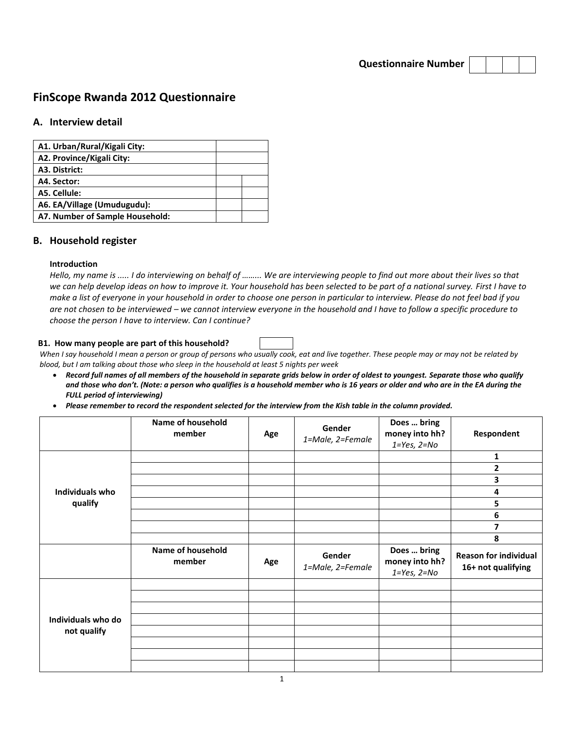**Questionnaire Number** | | | | |

# FinScope Rwanda 2012 Questionnaire

## A. Interview detail

| | | |
|---|---|---|
| **A1. Urban/Rural/Kigali City:** | | |
| **A2. Province/Kigali City:** | | |
| **A3. District:** | | |
| **A4. Sector:** | | |
| **A5. Cellule:** | | |
| **A6. EA/Village (Umudugudu):** | | |
| **A7. Number of Sample Household:** | | |

## B. Household register

**Introduction**

*Hello, my name is ..... I do interviewing on behalf of ........ We are interviewing people to find out more about their lives so that we can help develop ideas on how to improve it. Your household has been selected to be part of a national survey. First I have to make a list of everyone in your household in order to choose one person in particular to interview. Please do not feel bad if you are not chosen to be interviewed – we cannot interview everyone in the household and I have to follow a specific procedure to choose the person I have to interview. Can I continue?*

**B1. How many people are part of this household?** [ ]

*When I say household I mean a person or group of persons who usually cook, eat and live together. These people may or may not be related by blood, but I am talking about those who sleep in the household at least 5 nights per week*

- ***Record full names of all members of the household in separate grids below in order of oldest to youngest. Separate those who qualify and those who don't. (Note: a person who qualifies is a household member who is 16 years or older and who are in the EA during the FULL period of interviewing)***
- ***Please remember to record the respondent selected for the interview from the Kish table in the column provided.***

| | Name of household member | Age | Gender *1=Male, 2=Female* | Does … bring money into hh? *1=Yes, 2=No* | Respondent |
|---|---|---|---|---|---|
| **Individuals who qualify** | | | | | **1** |
| | | | | | **2** |
| | | | | | **3** |
| | | | | | **4** |
| | | | | | **5** |
| | | | | | **6** |
| | | | | | **7** |
| | | | | | **8** |
| | **Name of household member** | **Age** | **Gender** *1=Male, 2=Female* | **Does … bring money into hh?** *1=Yes, 2=No* | **Reason for individual 16+ not qualifying** |
| **Individuals who do not qualify** | | | | | |
| | | | | | |
| | | | | | |
| | | | | | |
| | | | | | |
| | | | | | |
| | | | | | |
| | | | | | |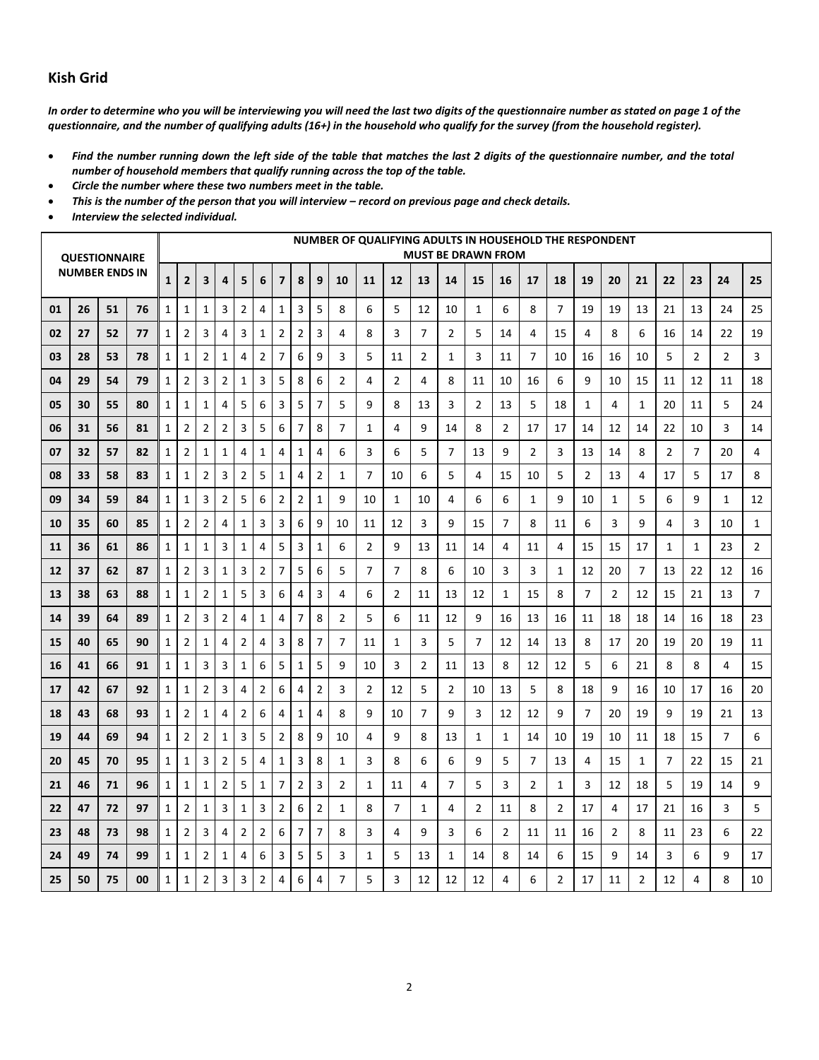## Kish Grid

*In order to determine who you will be interviewing you will need the last two digits of the questionnaire number as stated on page 1 of the questionnaire, and the number of qualifying adults (16+) in the household who qualify for the survey (from the household register).*

- *Find the number running down the left side of the table that matches the last 2 digits of the questionnaire number, and the total number of household members that qualify running across the top of the table.*
- *Circle the number where these two numbers meet in the table.*
- *This is the number of the person that you will interview – record on previous page and check details.*
- *Interview the selected individual.*

| QUESTIONNAIRE NUMBER ENDS IN | | | | NUMBER OF QUALIFYING ADULTS IN HOUSEHOLD THE RESPONDENT MUST BE DRAWN FROM | | | | | | | | | | | | | | | | | | | | | | | | |
|---|---|---|---|---|---|---|---|---|---|---|---|---|---|---|---|---|---|---|---|---|---|---|---|---|---|---|---|---|
| | | | | **1** | **2** | **3** | **4** | **5** | **6** | **7** | **8** | **9** | **10** | **11** | **12** | **13** | **14** | **15** | **16** | **17** | **18** | **19** | **20** | **21** | **22** | **23** | **24** | **25** |
| **01** | **26** | **51** | **76** | 1 | 1 | 1 | 3 | 2 | 4 | 1 | 3 | 5 | 8 | 6 | 5 | 12 | 10 | 1 | 6 | 8 | 7 | 19 | 19 | 13 | 21 | 13 | 24 | 25 |
| **02** | **27** | **52** | **77** | 1 | 2 | 3 | 4 | 3 | 1 | 2 | 2 | 3 | 4 | 8 | 3 | 7 | 2 | 5 | 14 | 4 | 15 | 4 | 8 | 6 | 16 | 14 | 22 | 19 |
| **03** | **28** | **53** | **78** | 1 | 1 | 2 | 1 | 4 | 2 | 7 | 6 | 9 | 3 | 5 | 11 | 2 | 1 | 3 | 11 | 7 | 10 | 16 | 16 | 10 | 5 | 2 | 2 | 3 |
| **04** | **29** | **54** | **79** | 1 | 2 | 3 | 2 | 1 | 3 | 5 | 8 | 6 | 2 | 4 | 2 | 4 | 8 | 11 | 10 | 16 | 6 | 9 | 10 | 15 | 11 | 12 | 11 | 18 |
| **05** | **30** | **55** | **80** | 1 | 1 | 1 | 4 | 5 | 6 | 3 | 5 | 7 | 5 | 9 | 8 | 13 | 3 | 2 | 13 | 5 | 18 | 1 | 4 | 1 | 20 | 11 | 5 | 24 |
| **06** | **31** | **56** | **81** | 1 | 2 | 2 | 2 | 3 | 5 | 6 | 7 | 8 | 7 | 1 | 4 | 9 | 14 | 8 | 2 | 17 | 17 | 14 | 12 | 14 | 22 | 10 | 3 | 14 |
| **07** | **32** | **57** | **82** | 1 | 2 | 1 | 1 | 4 | 1 | 4 | 1 | 4 | 6 | 3 | 6 | 5 | 7 | 13 | 9 | 2 | 3 | 13 | 14 | 8 | 2 | 7 | 20 | 4 |
| **08** | **33** | **58** | **83** | 1 | 1 | 2 | 3 | 2 | 5 | 1 | 4 | 2 | 1 | 7 | 10 | 6 | 5 | 4 | 15 | 10 | 5 | 2 | 13 | 4 | 17 | 5 | 17 | 8 |
| **09** | **34** | **59** | **84** | 1 | 1 | 3 | 2 | 5 | 6 | 2 | 2 | 1 | 9 | 10 | 1 | 10 | 4 | 6 | 6 | 1 | 9 | 10 | 1 | 5 | 6 | 9 | 1 | 12 |
| **10** | **35** | **60** | **85** | 1 | 2 | 2 | 4 | 1 | 3 | 3 | 6 | 9 | 10 | 11 | 12 | 3 | 9 | 15 | 7 | 8 | 11 | 6 | 3 | 9 | 4 | 3 | 10 | 1 |
| **11** | **36** | **61** | **86** | 1 | 1 | 1 | 3 | 1 | 4 | 5 | 3 | 1 | 6 | 2 | 9 | 13 | 11 | 14 | 4 | 11 | 4 | 15 | 15 | 17 | 1 | 1 | 23 | 2 |
| **12** | **37** | **62** | **87** | 1 | 2 | 3 | 1 | 3 | 2 | 7 | 5 | 6 | 5 | 7 | 7 | 8 | 6 | 10 | 3 | 3 | 1 | 12 | 20 | 7 | 13 | 22 | 12 | 16 |
| **13** | **38** | **63** | **88** | 1 | 1 | 2 | 1 | 5 | 3 | 6 | 4 | 3 | 4 | 6 | 2 | 11 | 13 | 12 | 1 | 15 | 8 | 7 | 2 | 12 | 15 | 21 | 13 | 7 |
| **14** | **39** | **64** | **89** | 1 | 2 | 3 | 2 | 4 | 1 | 4 | 7 | 8 | 2 | 5 | 6 | 11 | 12 | 9 | 16 | 13 | 16 | 11 | 18 | 18 | 14 | 16 | 18 | 23 |
| **15** | **40** | **65** | **90** | 1 | 2 | 1 | 4 | 2 | 4 | 3 | 8 | 7 | 7 | 11 | 1 | 3 | 5 | 7 | 12 | 14 | 13 | 8 | 17 | 20 | 19 | 20 | 19 | 11 |
| **16** | **41** | **66** | **91** | 1 | 1 | 3 | 3 | 1 | 6 | 5 | 1 | 5 | 9 | 10 | 3 | 2 | 11 | 13 | 8 | 12 | 12 | 5 | 6 | 21 | 8 | 8 | 4 | 15 |
| **17** | **42** | **67** | **92** | 1 | 1 | 2 | 3 | 4 | 2 | 6 | 4 | 2 | 3 | 2 | 12 | 5 | 2 | 10 | 13 | 5 | 8 | 18 | 9 | 16 | 10 | 17 | 16 | 20 |
| **18** | **43** | **68** | **93** | 1 | 2 | 1 | 4 | 2 | 6 | 4 | 1 | 4 | 8 | 9 | 10 | 7 | 9 | 3 | 12 | 12 | 9 | 7 | 20 | 19 | 9 | 19 | 21 | 13 |
| **19** | **44** | **69** | **94** | 1 | 2 | 2 | 1 | 3 | 5 | 2 | 8 | 9 | 10 | 4 | 9 | 8 | 13 | 1 | 1 | 14 | 10 | 19 | 10 | 11 | 18 | 15 | 7 | 6 |
| **20** | **45** | **70** | **95** | 1 | 1 | 3 | 2 | 5 | 4 | 1 | 3 | 8 | 1 | 3 | 8 | 6 | 6 | 9 | 5 | 7 | 13 | 4 | 15 | 1 | 7 | 22 | 15 | 21 |
| **21** | **46** | **71** | **96** | 1 | 1 | 1 | 2 | 5 | 1 | 7 | 2 | 3 | 2 | 1 | 11 | 4 | 7 | 5 | 3 | 2 | 1 | 3 | 12 | 18 | 5 | 19 | 14 | 9 |
| **22** | **47** | **72** | **97** | 1 | 2 | 1 | 3 | 1 | 3 | 2 | 6 | 2 | 1 | 8 | 7 | 1 | 4 | 2 | 11 | 8 | 2 | 17 | 4 | 17 | 21 | 16 | 3 | 5 |
| **23** | **48** | **73** | **98** | 1 | 2 | 3 | 4 | 2 | 2 | 6 | 7 | 7 | 8 | 3 | 4 | 9 | 3 | 6 | 2 | 11 | 11 | 16 | 2 | 8 | 11 | 23 | 6 | 22 |
| **24** | **49** | **74** | **99** | 1 | 1 | 2 | 1 | 4 | 6 | 3 | 5 | 5 | 3 | 1 | 5 | 13 | 1 | 14 | 8 | 14 | 6 | 15 | 9 | 14 | 3 | 6 | 9 | 17 |
| **25** | **50** | **75** | **00** | 1 | 1 | 2 | 3 | 3 | 2 | 4 | 6 | 4 | 7 | 5 | 3 | 12 | 12 | 12 | 4 | 6 | 2 | 17 | 11 | 2 | 12 | 4 | 8 | 10 |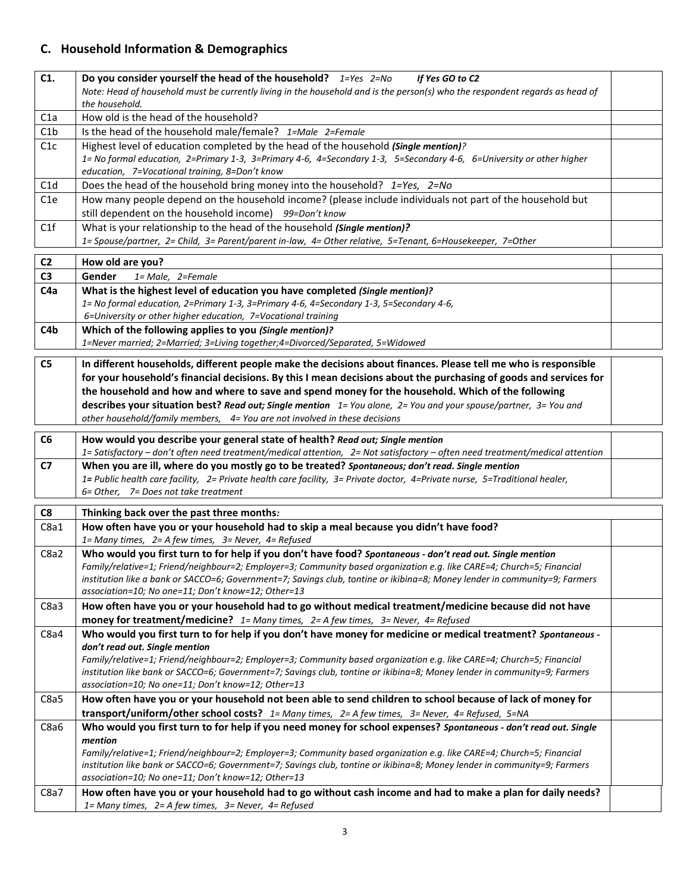## C. Household Information & Demographics

| | | |
|---|---|---|
| **C1.** | **Do you consider yourself the head of the household?** *1=Yes 2=No* ***If Yes GO to C2*** <br> *Note: Head of household must be currently living in the household and is the person(s) who the respondent regards as head of the household.* | |
| C1a | How old is the head of the household? | |
| C1b | Is the head of the household male/female? *1=Male 2=Female* | |
| C1c | Highest level of education completed by the head of the household ***(Single mention)****?* <br> *1= No formal education, 2=Primary 1-3, 3=Primary 4-6, 4=Secondary 1-3, 5=Secondary 4-6, 6=University or other higher education, 7=Vocational training, 8=Don't know* | |
| C1d | Does the head of the household bring money into the household? *1=Yes, 2=No* | |
| C1e | How many people depend on the household income? (please include individuals not part of the household but still dependent on the household income) *99=Don't know* | |
| C1f | What is your relationship to the head of the household ***(Single mention)?*** <br> *1= Spouse/partner, 2= Child, 3= Parent/parent in-law, 4= Other relative, 5=Tenant, 6=Housekeeper, 7=Other* | |

| | | |
|---|---|---|
| **C2** | **How old are you?** | |
| **C3** | **Gender** *1= Male, 2=Female* | |
| **C4a** | **What is the highest level of education you have completed *(Single mention)?*** <br> *1= No formal education, 2=Primary 1-3, 3=Primary 4-6, 4=Secondary 1-3, 5=Secondary 4-6, 6=University or other higher education, 7=Vocational training* | |
| **C4b** | **Which of the following applies to you *(Single mention)?*** <br> *1=Never married; 2=Married; 3=Living together;4=Divorced/Separated, 5=Widowed* | |

| | | |
|---|---|---|
| **C5** | **In different households, different people make the decisions about finances. Please tell me who is responsible for your household's financial decisions. By this I mean decisions about the purchasing of goods and services for the household and how and where to save and spend money for the household. Which of the following describes your situation best?** ***Read out; Single mention*** *1= You alone, 2= You and your spouse/partner, 3= You and other household/family members, 4= You are not involved in these decisions* | |

| | | |
|---|---|---|
| **C6** | **How would you describe your general state of health?** ***Read out; Single mention*** <br> *1= Satisfactory – don't often need treatment/medical attention, 2= Not satisfactory – often need treatment/medical attention* | |
| **C7** | **When you are ill, where do you mostly go to be treated?** ***Spontaneous; don't read. Single mention*** <br> *1= Public health care facility, 2= Private health care facility, 3= Private doctor, 4=Private nurse, 5=Traditional healer, 6= Other, 7= Does not take treatment* | |

| | | |
|---|---|---|
| **C8** | **Thinking back over the past three months*:*** | |
| C8a1 | **How often have you or your household had to skip a meal because you didn't have food?** <br> *1= Many times, 2= A few times, 3= Never, 4= Refused* | |
| C8a2 | **Who would you first turn to for help if you don't have food?** ***Spontaneous - don't read out. Single mention*** <br> *Family/relative=1; Friend/neighbour=2; Employer=3; Community based organization e.g. like CARE=4; Church=5; Financial institution like a bank or SACCO=6; Government=7; Savings club, tontine or ikibina=8; Money lender in community=9; Farmers association=10; No one=11; Don't know=12; Other=13* | |
| C8a3 | **How often have you or your household had to go without medical treatment/medicine because did not have money for treatment/medicine?** *1= Many times, 2= A few times, 3= Never, 4= Refused* | |
| C8a4 | **Who would you first turn to for help if you don't have money for medicine or medical treatment?** ***Spontaneous - don't read out. Single mention*** <br> *Family/relative=1; Friend/neighbour=2; Employer=3; Community based organization e.g. like CARE=4; Church=5; Financial institution like bank or SACCO=6; Government=7; Savings club, tontine or ikibina=8; Money lender in community=9; Farmers association=10; No one=11; Don't know=12; Other=13* | |
| C8a5 | **How often have you or your household not been able to send children to school because of lack of money for transport/uniform/other school costs?** *1= Many times, 2= A few times, 3= Never, 4= Refused, 5=NA* | |
| C8a6 | **Who would you first turn to for help if you need money for school expenses?** ***Spontaneous - don't read out. Single mention*** <br> *Family/relative=1; Friend/neighbour=2; Employer=3; Community based organization e.g. like CARE=4; Church=5; Financial institution like bank or SACCO=6; Government=7; Savings club, tontine or ikibina=8; Money lender in community=9; Farmers association=10; No one=11; Don't know=12; Other=13* | |
| C8a7 | **How often have you or your household had to go without cash income and had to make a plan for daily needs?** <br> *1= Many times, 2= A few times, 3= Never, 4= Refused* | |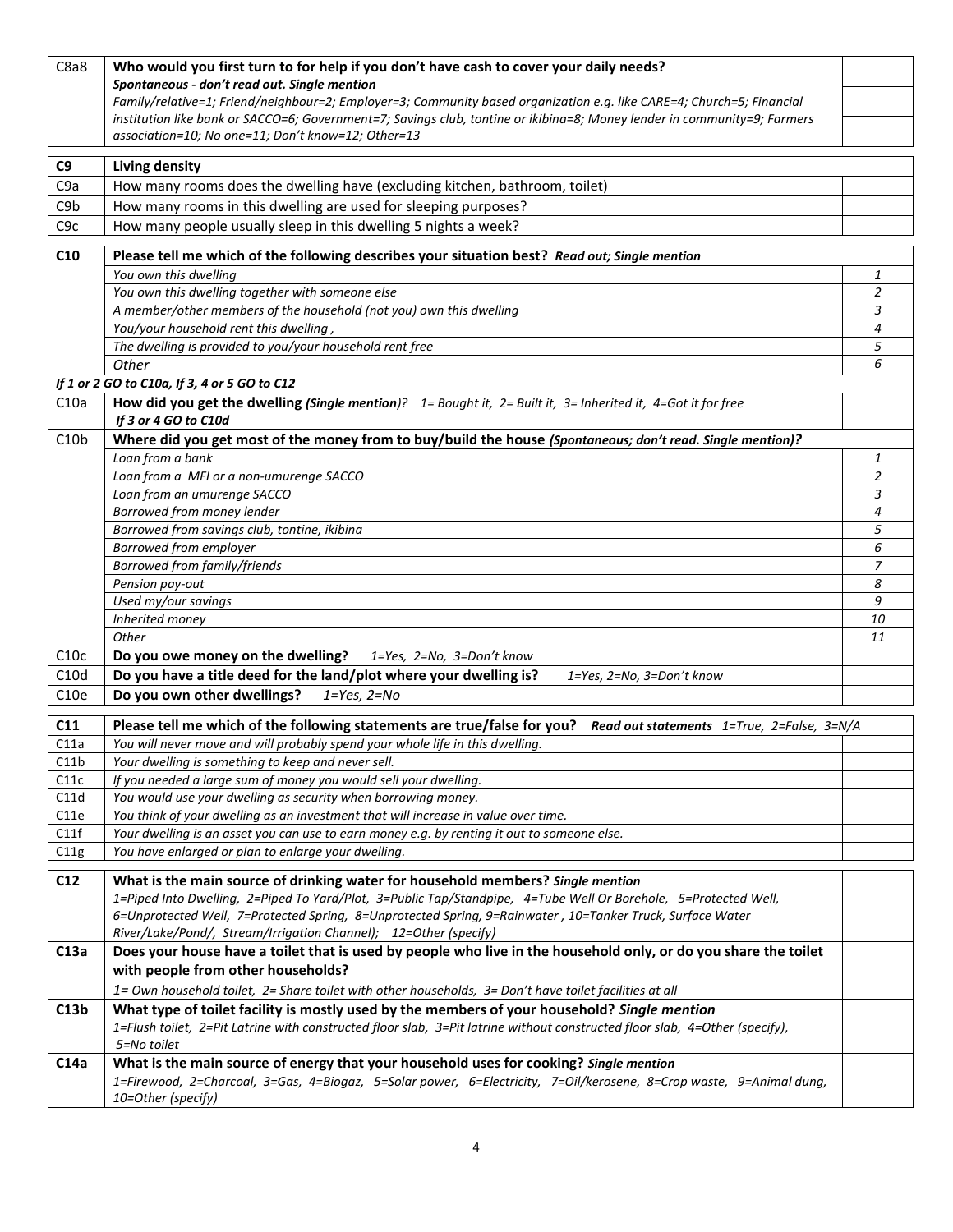| | | |
|---|---|---|
| C8a8 | **Who would you first turn to for help if you don't have cash to cover your daily needs?**<br>***Spontaneous - don't read out. Single mention***<br>*Family/relative=1; Friend/neighbour=2; Employer=3; Community based organization e.g. like CARE=4; Church=5; Financial institution like bank or SACCO=6; Government=7; Savings club, tontine or ikibina=8; Money lender in community=9; Farmers association=10; No one=11; Don't know=12; Other=13* | |

| | | |
|---|---|---|
| **C9** | **Living density** | |
| C9a | How many rooms does the dwelling have (excluding kitchen, bathroom, toilet) | |
| C9b | How many rooms in this dwelling are used for sleeping purposes? | |
| C9c | How many people usually sleep in this dwelling 5 nights a week? | |

| | | |
|---|---|---|
| **C10** | **Please tell me which of the following describes your situation best?** ***Read out; Single mention*** | |
| | *You own this dwelling* | *1* |
| | *You own this dwelling together with someone else* | *2* |
| | *A member/other members of the household (not you) own this dwelling* | *3* |
| | *You/your household rent this dwelling ,* | *4* |
| | *The dwelling is provided to you/your household rent free* | *5* |
| | *Other* | *6* |
| ***If 1 or 2 GO to C10a, If 3, 4 or 5 GO to C12*** | | |
| C10a | **How did you get the dwelling** ***(Single mention)***? *1= Bought it, 2= Built it, 3= Inherited it, 4=Got it for free*<br>***If 3 or 4 GO to C10d*** | |
| C10b | **Where did you get most of the money from to buy/build the house** ***(Spontaneous; don't read. Single mention)?*** | |
| | *Loan from a bank* | *1* |
| | *Loan from a MFI or a non-umurenge SACCO* | *2* |
| | *Loan from an umurenge SACCO* | *3* |
| | *Borrowed from money lender* | *4* |
| | *Borrowed from savings club, tontine, ikibina* | *5* |
| | *Borrowed from employer* | *6* |
| | *Borrowed from family/friends* | *7* |
| | *Pension pay-out* | *8* |
| | *Used my/our savings* | *9* |
| | *Inherited money* | *10* |
| | *Other* | *11* |
| C10c | **Do you owe money on the dwelling?** *1=Yes, 2=No, 3=Don't know* | |
| C10d | **Do you have a title deed for the land/plot where your dwelling is?** *1=Yes, 2=No, 3=Don't know* | |
| C10e | **Do you own other dwellings?** *1=Yes, 2=No* | |

| | | |
|---|---|---|
| **C11** | **Please tell me which of the following statements are true/false for you?** ***Read out statements*** *1=True, 2=False, 3=N/A* | |
| C11a | *You will never move and will probably spend your whole life in this dwelling.* | |
| C11b | *Your dwelling is something to keep and never sell.* | |
| C11c | *If you needed a large sum of money you would sell your dwelling.* | |
| C11d | *You would use your dwelling as security when borrowing money.* | |
| C11e | *You think of your dwelling as an investment that will increase in value over time.* | |
| C11f | *Your dwelling is an asset you can use to earn money e.g. by renting it out to someone else.* | |
| C11g | *You have enlarged or plan to enlarge your dwelling.* | |

| | | |
|---|---|---|
| **C12** | **What is the main source of drinking water for household members?** ***Single mention***<br>*1=Piped Into Dwelling, 2=Piped To Yard/Plot, 3=Public Tap/Standpipe, 4=Tube Well Or Borehole, 5=Protected Well, 6=Unprotected Well, 7=Protected Spring, 8=Unprotected Spring, 9=Rainwater , 10=Tanker Truck, Surface Water River/Lake/Pond/, Stream/Irrigation Channel); 12=Other (specify)* | |
| **C13a** | **Does your house have a toilet that is used by people who live in the household only, or do you share the toilet with people from other households?**<br>*1= Own household toilet, 2= Share toilet with other households, 3= Don't have toilet facilities at all* | |
| **C13b** | **What type of toilet facility is mostly used by the members of your household?** ***Single mention***<br>*1=Flush toilet, 2=Pit Latrine with constructed floor slab, 3=Pit latrine without constructed floor slab, 4=Other (specify), 5=No toilet* | |
| **C14a** | **What is the main source of energy that your household uses for cooking?** ***Single mention***<br>*1=Firewood, 2=Charcoal, 3=Gas, 4=Biogaz, 5=Solar power, 6=Electricity, 7=Oil/kerosene, 8=Crop waste, 9=Animal dung, 10=Other (specify)* | |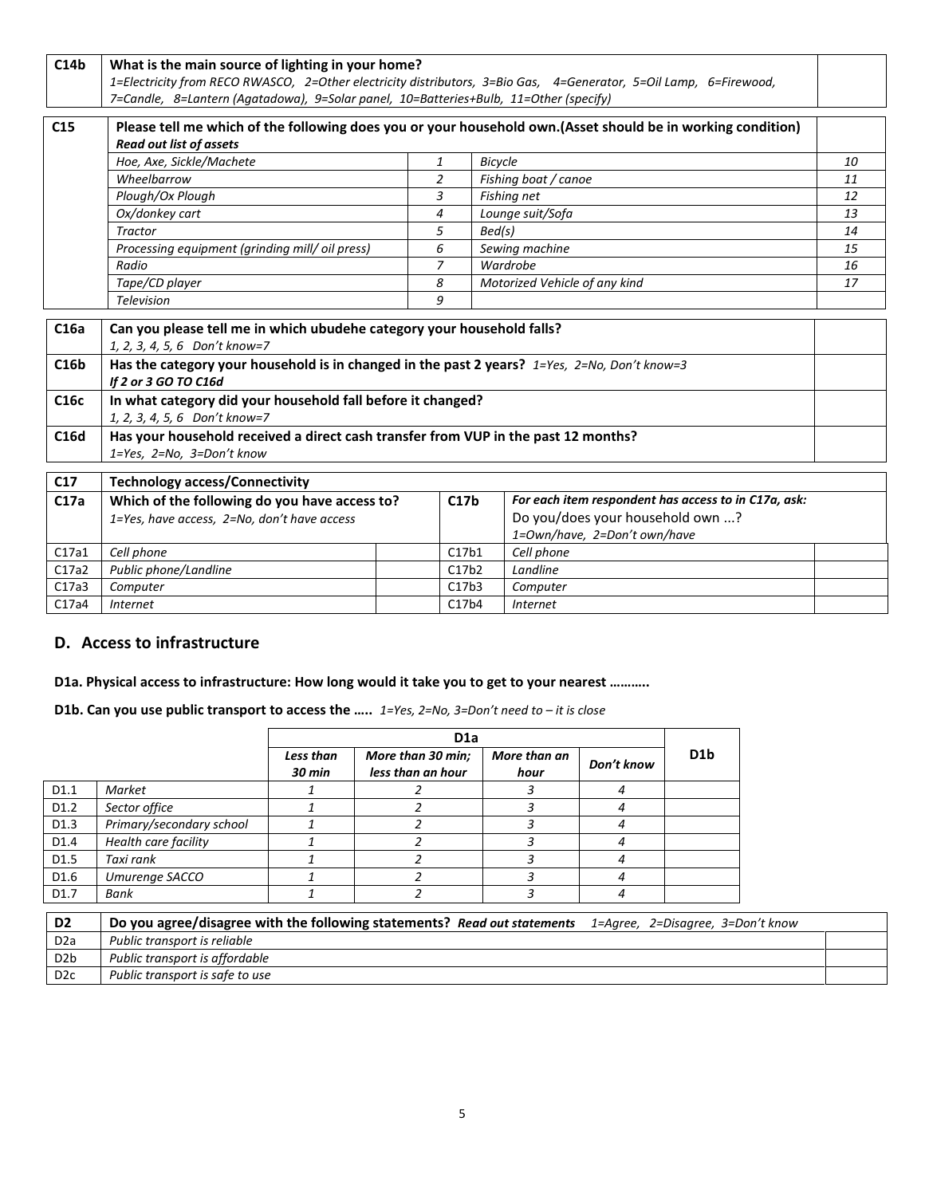| C14b | **What is the main source of lighting in your home?** *1=Electricity from RECO RWASCO, 2=Other electricity distributors, 3=Bio Gas, 4=Generator, 5=Oil Lamp, 6=Firewood, 7=Candle, 8=Lantern (Agatadowa), 9=Solar panel, 10=Batteries+Bulb, 11=Other (specify)* | |
|---|---|---|

| C15 | **Please tell me which of the following does you or your household own.(Asset should be in working condition)** ***Read out list of assets*** | | | | |
|---|---|---|---|---|---|
| | *Hoe, Axe, Sickle/Machete* | *1* | *Bicycle* | *10* | |
| | *Wheelbarrow* | *2* | *Fishing boat / canoe* | *11* | |
| | *Plough/Ox Plough* | *3* | *Fishing net* | *12* | |
| | *Ox/donkey cart* | *4* | *Lounge suit/Sofa* | *13* | |
| | *Tractor* | *5* | *Bed(s)* | *14* | |
| | *Processing equipment (grinding mill/ oil press)* | *6* | *Sewing machine* | *15* | |
| | *Radio* | *7* | *Wardrobe* | *16* | |
| | *Tape/CD player* | *8* | *Motorized Vehicle of any kind* | *17* | |
| | *Television* | *9* | | | |

| C16a | **Can you please tell me in which ubudehe category your household falls?** *1, 2, 3, 4, 5, 6 Don't know=7* | |
|---|---|---|
| C16b | **Has the category your household is in changed in the past 2 years?** *1=Yes, 2=No, Don't know=3* ***If 2 or 3 GO TO C16d*** | |
| C16c | **In what category did your household fall before it changed?** *1, 2, 3, 4, 5, 6 Don't know=7* | |
| C16d | **Has your household received a direct cash transfer from VUP in the past 12 months?** *1=Yes, 2=No, 3=Don't know* | |

| C17 | **Technology access/Connectivity** | | | | |
|---|---|---|---|---|---|
| C17a | **Which of the following do you have access to?** *1=Yes, have access, 2=No, don't have access* | | C17b | ***For each item respondent has access to in C17a, ask:*** Do you/does your household own ...? *1=Own/have, 2=Don't own/have* | |
| C17a1 | *Cell phone* | | C17b1 | *Cell phone* | |
| C17a2 | *Public phone/Landline* | | C17b2 | *Landline* | |
| C17a3 | *Computer* | | C17b3 | *Computer* | |
| C17a4 | *Internet* | | C17b4 | *Internet* | |

## D. Access to infrastructure

**D1a. Physical access to infrastructure: How long would it take you to get to your nearest ……….**

**D1b. Can you use public transport to access the …..** *1=Yes, 2=No, 3=Don't need to – it is close*

| | | D1a | | | | D1b |
|---|---|---|---|---|---|---|
| | | ***Less than 30 min*** | ***More than 30 min; less than an hour*** | ***More than an hour*** | ***Don't know*** | |
| D1.1 | *Market* | *1* | *2* | *3* | *4* | |
| D1.2 | *Sector office* | *1* | *2* | *3* | *4* | |
| D1.3 | *Primary/secondary school* | *1* | *2* | *3* | *4* | |
| D1.4 | *Health care facility* | *1* | *2* | *3* | *4* | |
| D1.5 | *Taxi rank* | *1* | *2* | *3* | *4* | |
| D1.6 | *Umurenge SACCO* | *1* | *2* | *3* | *4* | |
| D1.7 | *Bank* | *1* | *2* | *3* | *4* | |

| D2 | **Do you agree/disagree with the following statements?** ***Read out statements*** *1=Agree, 2=Disagree, 3=Don't know* | |
|---|---|---|
| D2a | *Public transport is reliable* | |
| D2b | *Public transport is affordable* | |
| D2c | *Public transport is safe to use* | |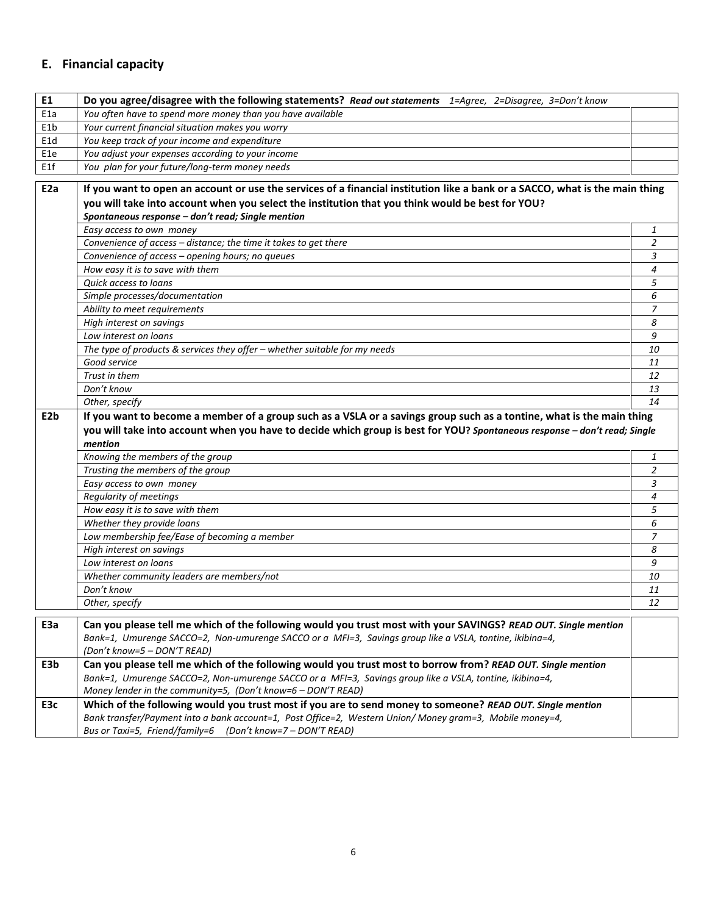## E. Financial capacity

| E1 | **Do you agree/disagree with the following statements?** ***Read out statements*** *1=Agree, 2=Disagree, 3=Don't know* | |
|---|---|---|
| E1a | *You often have to spend more money than you have available* | |
| E1b | *Your current financial situation makes you worry* | |
| E1d | *You keep track of your income and expenditure* | |
| E1e | *You adjust your expenses according to your income* | |
| E1f | *You plan for your future/long-term money needs* | |

| E2a | **If you want to open an account or use the services of a financial institution like a bank or a SACCO, what is the main thing you will take into account when you select the institution that you think would be best for YOU?** ***Spontaneous response – don't read; Single mention*** | |
|---|---|---|
| | *Easy access to own money* | *1* |
| | *Convenience of access – distance; the time it takes to get there* | *2* |
| | *Convenience of access – opening hours; no queues* | *3* |
| | *How easy it is to save with them* | *4* |
| | *Quick access to loans* | *5* |
| | *Simple processes/documentation* | *6* |
| | *Ability to meet requirements* | *7* |
| | *High interest on savings* | *8* |
| | *Low interest on loans* | *9* |
| | *The type of products & services they offer – whether suitable for my needs* | *10* |
| | *Good service* | *11* |
| | *Trust in them* | *12* |
| | *Don't know* | *13* |
| | *Other, specify* | *14* |
| **E2b** | **If you want to become a member of a group such as a VSLA or a savings group such as a tontine, what is the main thing you will take into account when you have to decide which group is best for YOU?** ***Spontaneous response – don't read; Single mention*** | |
| | *Knowing the members of the group* | *1* |
| | *Trusting the members of the group* | *2* |
| | *Easy access to own money* | *3* |
| | *Regularity of meetings* | *4* |
| | *How easy it is to save with them* | *5* |
| | *Whether they provide loans* | *6* |
| | *Low membership fee/Ease of becoming a member* | *7* |
| | *High interest on savings* | *8* |
| | *Low interest on loans* | *9* |
| | *Whether community leaders are members/not* | *10* |
| | *Don't know* | *11* |
| | *Other, specify* | *12* |

| E3a | **Can you please tell me which of the following would you trust most with your SAVINGS?** ***READ OUT. Single mention*** *Bank=1, Umurenge SACCO=2, Non-umurenge SACCO or a MFI=3, Savings group like a VSLA, tontine, ikibina=4, (Don't know=5 – DON'T READ)* | |
|---|---|---|
| **E3b** | **Can you please tell me which of the following would you trust most to borrow from?** ***READ OUT. Single mention*** *Bank=1, Umurenge SACCO=2, Non-umurenge SACCO or a MFI=3, Savings group like a VSLA, tontine, ikibina=4, Money lender in the community=5, (Don't know=6 – DON'T READ)* | |
| **E3c** | **Which of the following would you trust most if you are to send money to someone?** ***READ OUT. Single mention*** *Bank transfer/Payment into a bank account=1, Post Office=2, Western Union/ Money gram=3, Mobile money=4, Bus or Taxi=5, Friend/family=6 (Don't know=7 – DON'T READ)* | |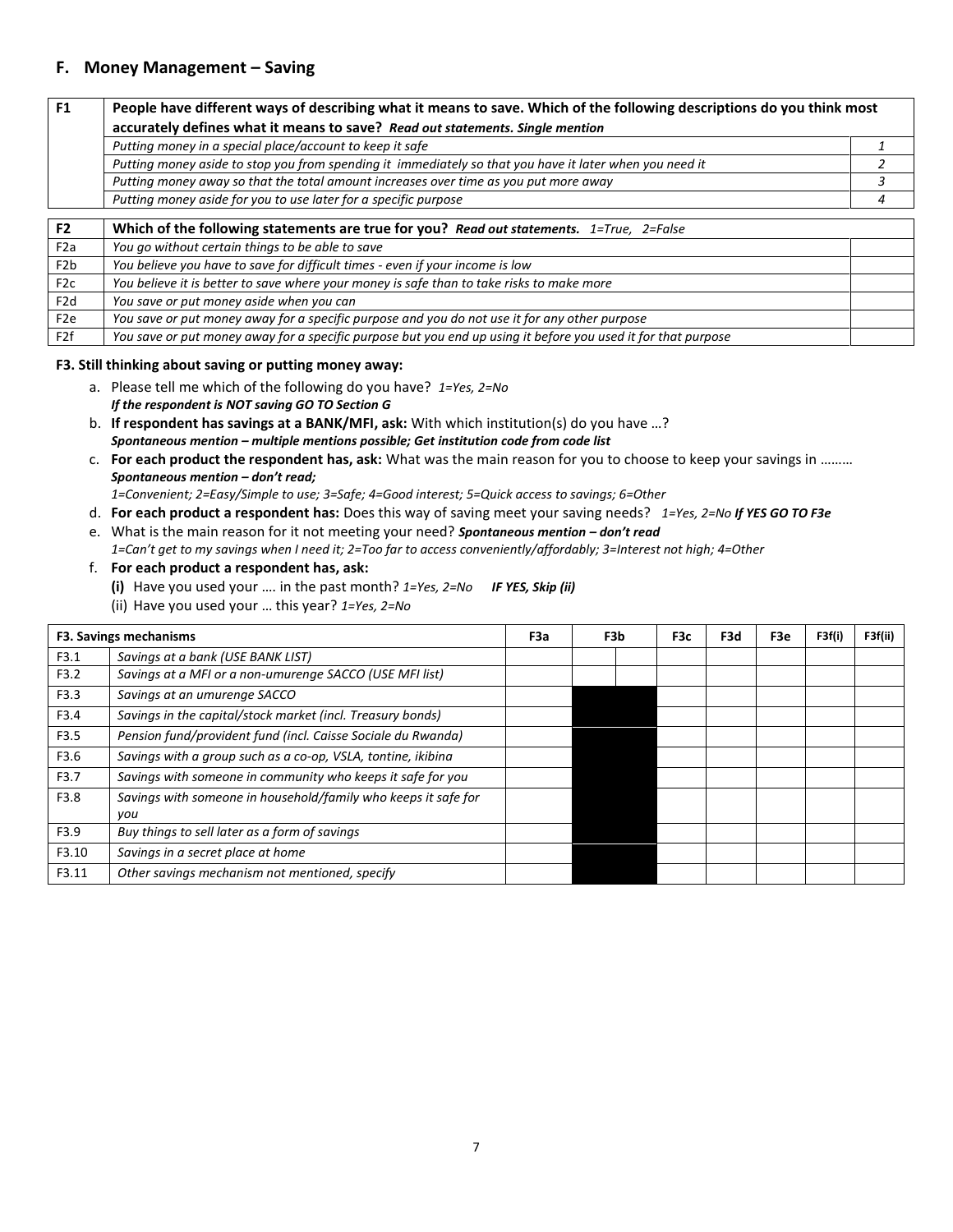## F. Money Management – Saving

| F1 | People have different ways of describing what it means to save. Which of the following descriptions do you think most accurately defines what it means to save? *Read out statements. Single mention* | |
|---|---|---|
| | *Putting money in a special place/account to keep it safe* | *1* |
| | *Putting money aside to stop you from spending it immediately so that you have it later when you need it* | *2* |
| | *Putting money away so that the total amount increases over time as you put more away* | *3* |
| | *Putting money aside for you to use later for a specific purpose* | *4* |

| F2 | Which of the following statements are true for you? *Read out statements. 1=True, 2=False* | |
|---|---|---|
| F2a | *You go without certain things to be able to save* | |
| F2b | *You believe you have to save for difficult times - even if your income is low* | |
| F2c | *You believe it is better to save where your money is safe than to take risks to make more* | |
| F2d | *You save or put money aside when you can* | |
| F2e | *You save or put money away for a specific purpose and you do not use it for any other purpose* | |
| F2f | *You save or put money away for a specific purpose but you end up using it before you used it for that purpose* | |

**F3. Still thinking about saving or putting money away:**

a. Please tell me which of the following do you have? *1=Yes, 2=No*
   ***If the respondent is NOT saving GO TO Section G***
b. **If respondent has savings at a BANK/MFI, ask:** With which institution(s) do you have …?
   ***Spontaneous mention – multiple mentions possible; Get institution code from code list***
c. **For each product the respondent has, ask:** What was the main reason for you to choose to keep your savings in ………
   ***Spontaneous mention – don't read;***
   *1=Convenient; 2=Easy/Simple to use; 3=Safe; 4=Good interest; 5=Quick access to savings; 6=Other*
d. **For each product a respondent has:** Does this way of saving meet your saving needs? *1=Yes, 2=No* ***If YES GO TO F3e***
e. What is the main reason for it not meeting your need? ***Spontaneous mention – don't read***
   *1=Can't get to my savings when I need it; 2=Too far to access conveniently/affordably; 3=Interest not high; 4=Other*
f. **For each product a respondent has, ask:**
   **(i)** Have you used your …. in the past month? *1=Yes, 2=No* ***IF YES, Skip (ii)***
   (ii) Have you used your … this year? *1=Yes, 2=No*

| F3. Savings mechanisms | | F3a | F3b | | F3c | F3d | F3e | F3f(i) | F3f(ii) |
|---|---|---|---|---|---|---|---|---|---|
| F3.1 | *Savings at a bank (USE BANK LIST)* | | | | | | | | |
| F3.2 | *Savings at a MFI or a non-umurenge SACCO (USE MFI list)* | | | | | | | | |
| F3.3 | *Savings at an umurenge SACCO* | | | | | | | | |
| F3.4 | *Savings in the capital/stock market (incl. Treasury bonds)* | | | | | | | | |
| F3.5 | *Pension fund/provident fund (incl. Caisse Sociale du Rwanda)* | | | | | | | | |
| F3.6 | *Savings with a group such as a co-op, VSLA, tontine, ikibina* | | | | | | | | |
| F3.7 | *Savings with someone in community who keeps it safe for you* | | | | | | | | |
| F3.8 | *Savings with someone in household/family who keeps it safe for you* | | | | | | | | |
| F3.9 | *Buy things to sell later as a form of savings* | | | | | | | | |
| F3.10 | *Savings in a secret place at home* | | | | | | | | |
| F3.11 | *Other savings mechanism not mentioned, specify* | | | | | | | | |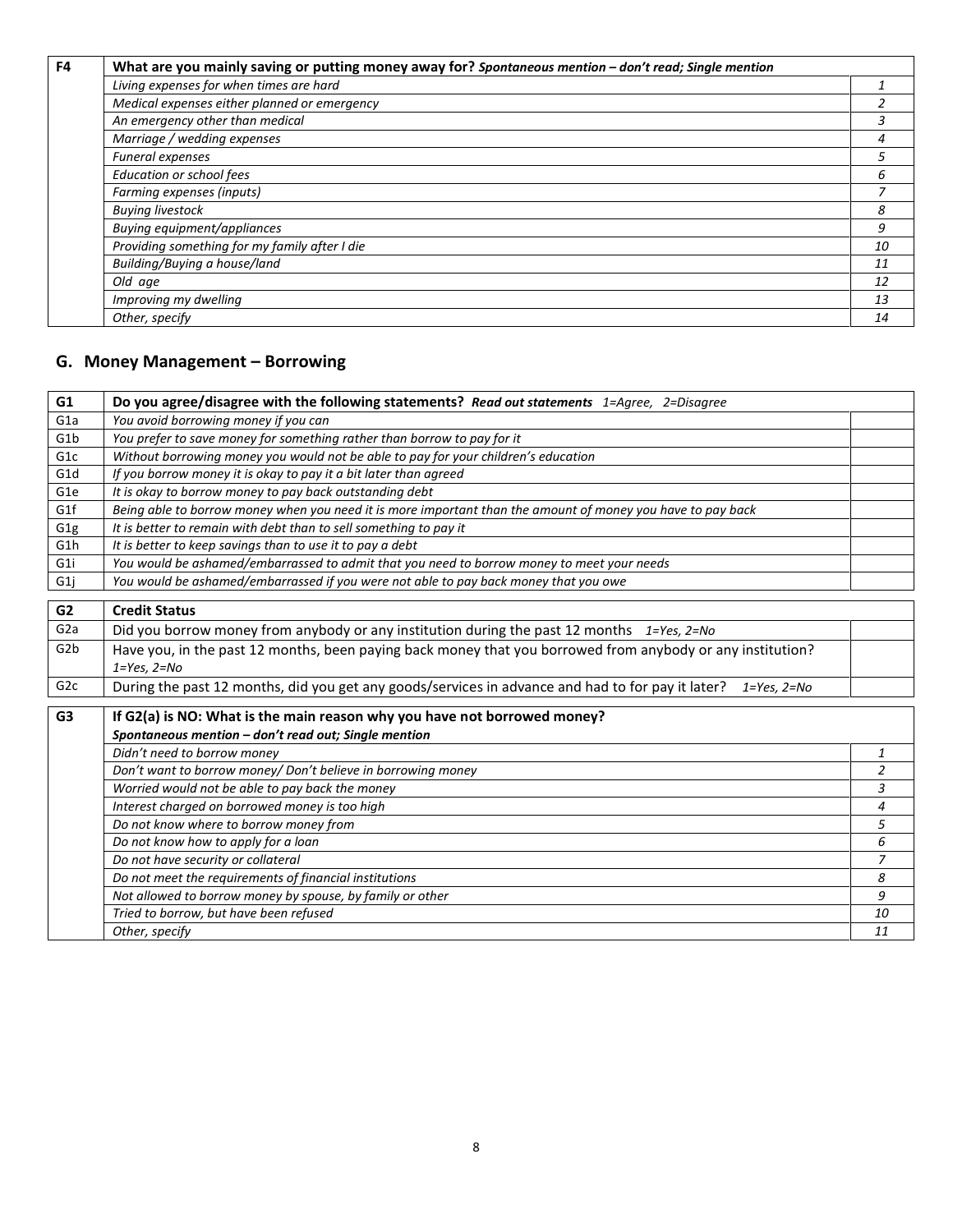| F4 | **What are you mainly saving or putting money away for?** ***Spontaneous mention – don't read; Single mention*** | |
|---|---|---|
| | *Living expenses for when times are hard* | *1* |
| | *Medical expenses either planned or emergency* | *2* |
| | *An emergency other than medical* | *3* |
| | *Marriage / wedding expenses* | *4* |
| | *Funeral expenses* | *5* |
| | *Education or school fees* | *6* |
| | *Farming expenses (inputs)* | *7* |
| | *Buying livestock* | *8* |
| | *Buying equipment/appliances* | *9* |
| | *Providing something for my family after I die* | *10* |
| | *Building/Buying a house/land* | *11* |
| | *Old age* | *12* |
| | *Improving my dwelling* | *13* |
| | *Other, specify* | *14* |

## G. Money Management – Borrowing

| G1 | **Do you agree/disagree with the following statements?** ***Read out statements*** *1=Agree, 2=Disagree* | |
|---|---|---|
| G1a | *You avoid borrowing money if you can* | |
| G1b | *You prefer to save money for something rather than borrow to pay for it* | |
| G1c | *Without borrowing money you would not be able to pay for your children's education* | |
| G1d | *If you borrow money it is okay to pay it a bit later than agreed* | |
| G1e | *It is okay to borrow money to pay back outstanding debt* | |
| G1f | *Being able to borrow money when you need it is more important than the amount of money you have to pay back* | |
| G1g | *It is better to remain with debt than to sell something to pay it* | |
| G1h | *It is better to keep savings than to use it to pay a debt* | |
| G1i | *You would be ashamed/embarrassed to admit that you need to borrow money to meet your needs* | |
| G1j | *You would be ashamed/embarrassed if you were not able to pay back money that you owe* | |

| G2 | **Credit Status** | |
|---|---|---|
| G2a | Did you borrow money from anybody or any institution during the past 12 months *1=Yes, 2=No* | |
| G2b | Have you, in the past 12 months, been paying back money that you borrowed from anybody or any institution? *1=Yes, 2=No* | |
| G2c | During the past 12 months, did you get any goods/services in advance and had to for pay it later? *1=Yes, 2=No* | |

| G3 | **If G2(a) is NO: What is the main reason why you have not borrowed money?** ***Spontaneous mention – don't read out; Single mention*** | |
|---|---|---|
| | *Didn't need to borrow money* | *1* |
| | *Don't want to borrow money/ Don't believe in borrowing money* | *2* |
| | *Worried would not be able to pay back the money* | *3* |
| | *Interest charged on borrowed money is too high* | *4* |
| | *Do not know where to borrow money from* | *5* |
| | *Do not know how to apply for a loan* | *6* |
| | *Do not have security or collateral* | *7* |
| | *Do not meet the requirements of financial institutions* | *8* |
| | *Not allowed to borrow money by spouse, by family or other* | *9* |
| | *Tried to borrow, but have been refused* | *10* |
| | *Other, specify* | *11* |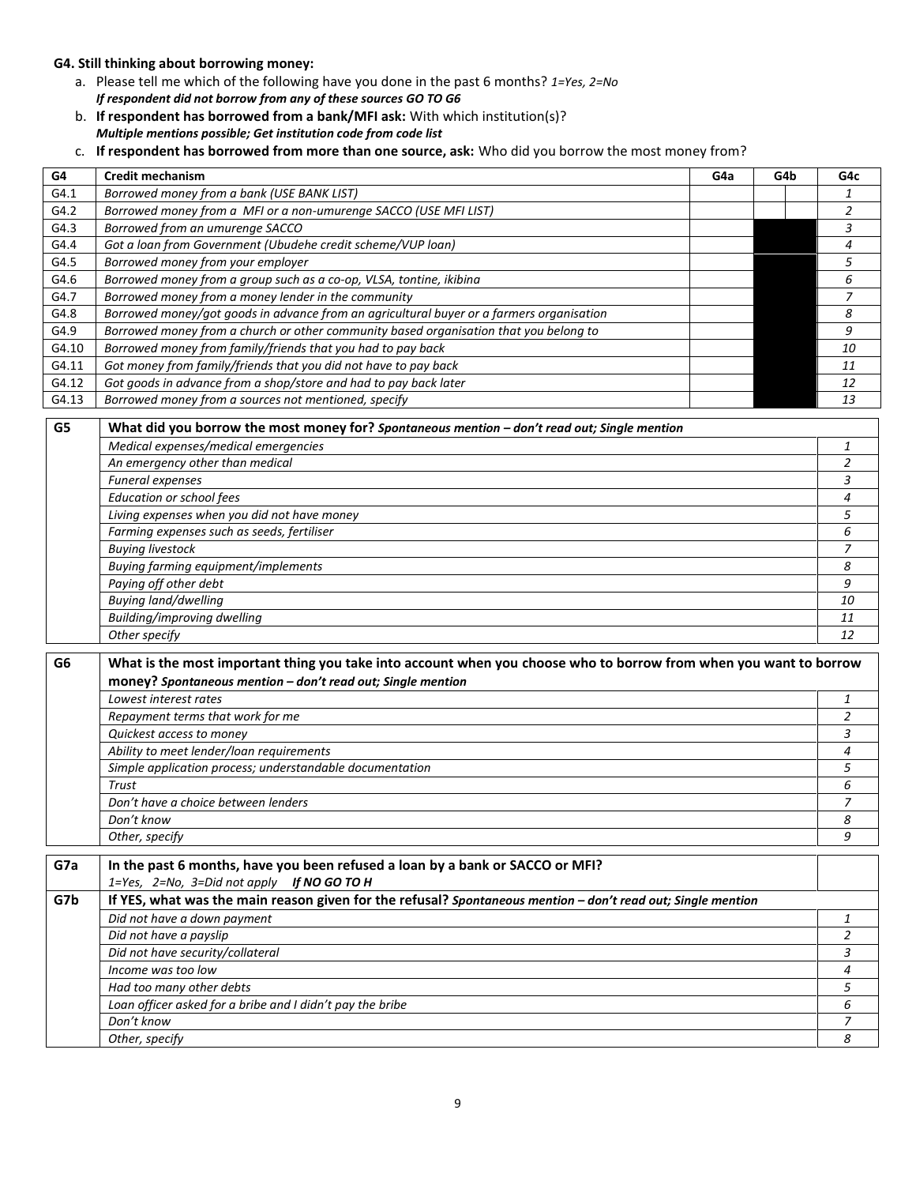**G4. Still thinking about borrowing money:**

a. Please tell me which of the following have you done in the past 6 months? *1=Yes, 2=No*
   ***If respondent did not borrow from any of these sources GO TO G6***

b. **If respondent has borrowed from a bank/MFI ask:** With which institution(s)?
   ***Multiple mentions possible; Get institution code from code list***

c. **If respondent has borrowed from more than one source, ask:** Who did you borrow the most money from?

| G4 | Credit mechanism | G4a | G4b | | G4c |
|---|---|---|---|---|---|
| G4.1 | *Borrowed money from a bank (USE BANK LIST)* | | | | *1* |
| G4.2 | *Borrowed money from a MFI or a non-umurenge SACCO (USE MFI LIST)* | | | | *2* |
| G4.3 | *Borrowed from an umurenge SACCO* | | | | *3* |
| G4.4 | *Got a loan from Government (Ubudehe credit scheme/VUP loan)* | | | | *4* |
| G4.5 | *Borrowed money from your employer* | | | | *5* |
| G4.6 | *Borrowed money from a group such as a co-op, VLSA, tontine, ikibina* | | | | *6* |
| G4.7 | *Borrowed money from a money lender in the community* | | | | *7* |
| G4.8 | *Borrowed money/got goods in advance from an agricultural buyer or a farmers organisation* | | | | *8* |
| G4.9 | *Borrowed money from a church or other community based organisation that you belong to* | | | | *9* |
| G4.10 | *Borrowed money from family/friends that you had to pay back* | | | | *10* |
| G4.11 | *Got money from family/friends that you did not have to pay back* | | | | *11* |
| G4.12 | *Got goods in advance from a shop/store and had to pay back later* | | | | *12* |
| G4.13 | *Borrowed money from a sources not mentioned, specify* | | | | *13* |

| G5 | What did you borrow the most money for? *Spontaneous mention – don't read out; Single mention* | |
|---|---|---|
| | *Medical expenses/medical emergencies* | *1* |
| | *An emergency other than medical* | *2* |
| | *Funeral expenses* | *3* |
| | *Education or school fees* | *4* |
| | *Living expenses when you did not have money* | *5* |
| | *Farming expenses such as seeds, fertiliser* | *6* |
| | *Buying livestock* | *7* |
| | *Buying farming equipment/implements* | *8* |
| | *Paying off other debt* | *9* |
| | *Buying land/dwelling* | *10* |
| | *Building/improving dwelling* | *11* |
| | *Other specify* | *12* |

| G6 | What is the most important thing you take into account when you choose who to borrow from when you want to borrow money? *Spontaneous mention – don't read out; Single mention* | |
|---|---|---|
| | *Lowest interest rates* | *1* |
| | *Repayment terms that work for me* | *2* |
| | *Quickest access to money* | *3* |
| | *Ability to meet lender/loan requirements* | *4* |
| | *Simple application process; understandable documentation* | *5* |
| | *Trust* | *6* |
| | *Don't have a choice between lenders* | *7* |
| | *Don't know* | *8* |
| | *Other, specify* | *9* |

| G7a | In the past 6 months, have you been refused a loan by a bank or SACCO or MFI? *1=Yes, 2=No, 3=Did not apply* ***If NO GO TO H*** | |
|---|---|---|
| G7b | If YES, what was the main reason given for the refusal? *Spontaneous mention – don't read out; Single mention* | |
| | *Did not have a down payment* | *1* |
| | *Did not have a payslip* | *2* |
| | *Did not have security/collateral* | *3* |
| | *Income was too low* | *4* |
| | *Had too many other debts* | *5* |
| | *Loan officer asked for a bribe and I didn't pay the bribe* | *6* |
| | *Don't know* | *7* |
| | *Other, specify* | *8* |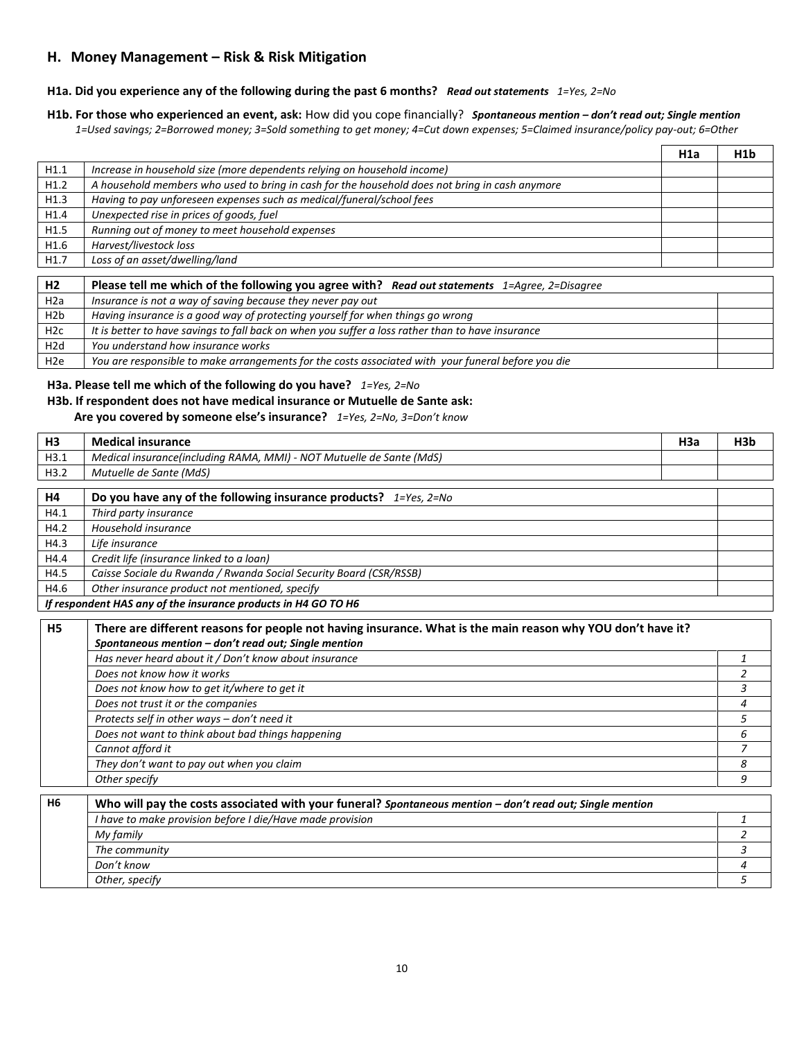## H. Money Management – Risk & Risk Mitigation

**H1a. Did you experience any of the following during the past 6 months?** ***Read out statements*** *1=Yes, 2=No*

**H1b. For those who experienced an event, ask:** How did you cope financially? ***Spontaneous mention – don't read out; Single mention***
*1=Used savings; 2=Borrowed money; 3=Sold something to get money; 4=Cut down expenses; 5=Claimed insurance/policy pay-out; 6=Other*

| | | H1a | H1b |
|---|---|---|---|
| H1.1 | *Increase in household size (more dependents relying on household income)* | | |
| H1.2 | *A household members who used to bring in cash for the household does not bring in cash anymore* | | |
| H1.3 | *Having to pay unforeseen expenses such as medical/funeral/school fees* | | |
| H1.4 | *Unexpected rise in prices of goods, fuel* | | |
| H1.5 | *Running out of money to meet household expenses* | | |
| H1.6 | *Harvest/livestock loss* | | |
| H1.7 | *Loss of an asset/dwelling/land* | | |

| H2 | Please tell me which of the following you agree with? ***Read out statements*** *1=Agree, 2=Disagree* | |
|---|---|---|
| H2a | *Insurance is not a way of saving because they never pay out* | |
| H2b | *Having insurance is a good way of protecting yourself for when things go wrong* | |
| H2c | *It is better to have savings to fall back on when you suffer a loss rather than to have insurance* | |
| H2d | *You understand how insurance works* | |
| H2e | *You are responsible to make arrangements for the costs associated with your funeral before you die* | |

**H3a. Please tell me which of the following do you have?** *1=Yes, 2=No*

**H3b. If respondent does not have medical insurance or Mutuelle de Sante ask:**
**Are you covered by someone else's insurance?** *1=Yes, 2=No, 3=Don't know*

| H3 | Medical insurance | H3a | H3b |
|---|---|---|---|
| H3.1 | *Medical insurance(including RAMA, MMI) - NOT Mutuelle de Sante (MdS)* | | |
| H3.2 | *Mutuelle de Sante (MdS)* | | |

| H4 | Do you have any of the following insurance products? *1=Yes, 2=No* | |
|---|---|---|
| H4.1 | *Third party insurance* | |
| H4.2 | *Household insurance* | |
| H4.3 | *Life insurance* | |
| H4.4 | *Credit life (insurance linked to a loan)* | |
| H4.5 | *Caisse Sociale du Rwanda / Rwanda Social Security Board (CSR/RSSB)* | |
| H4.6 | *Other insurance product not mentioned, specify* | |

***If respondent HAS any of the insurance products in H4 GO TO H6***

| H5 | There are different reasons for people not having insurance. What is the main reason why YOU don't have it? ***Spontaneous mention – don't read out; Single mention*** | |
|---|---|---|
| | *Has never heard about it / Don't know about insurance* | *1* |
| | *Does not know how it works* | *2* |
| | *Does not know how to get it/where to get it* | *3* |
| | *Does not trust it or the companies* | *4* |
| | *Protects self in other ways – don't need it* | *5* |
| | *Does not want to think about bad things happening* | *6* |
| | *Cannot afford it* | *7* |
| | *They don't want to pay out when you claim* | *8* |
| | *Other specify* | *9* |

| H6 | Who will pay the costs associated with your funeral? ***Spontaneous mention – don't read out; Single mention*** | |
|---|---|---|
| | *I have to make provision before I die/Have made provision* | *1* |
| | *My family* | *2* |
| | *The community* | *3* |
| | *Don't know* | *4* |
| | *Other, specify* | *5* |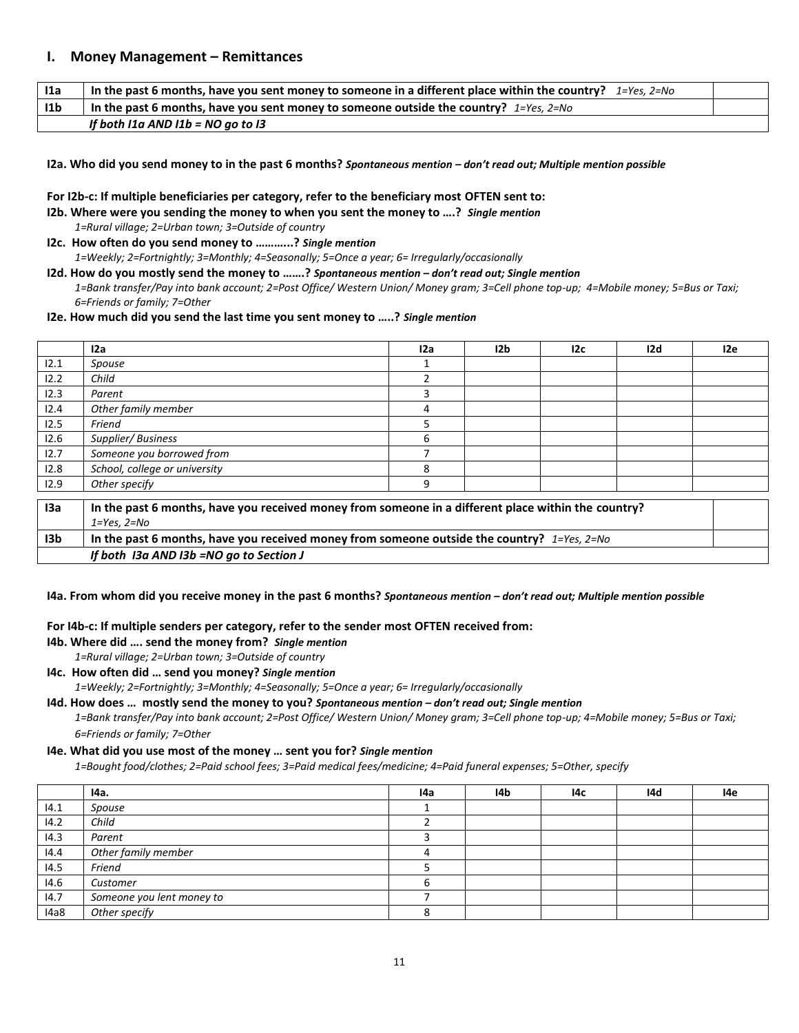## I. Money Management – Remittances

| | | |
|---|---|---|
| **I1a** | **In the past 6 months, have you sent money to someone in a different place within the country?** *1=Yes, 2=No* | |
| **I1b** | **In the past 6 months, have you sent money to someone outside the country?** *1=Yes, 2=No* | |
| | ***If both I1a AND I1b = NO go to I3*** | |

**I2a. Who did you send money to in the past 6 months?** ***Spontaneous mention – don't read out; Multiple mention possible***

**For I2b-c: If multiple beneficiaries per category, refer to the beneficiary most OFTEN sent to:**

**I2b. Where were you sending the money to when you sent the money to ….?** ***Single mention***
*1=Rural village; 2=Urban town; 3=Outside of country*

**I2c. How often do you send money to ………..?** ***Single mention***
*1=Weekly; 2=Fortnightly; 3=Monthly; 4=Seasonally; 5=Once a year; 6= Irregularly/occasionally*

**I2d. How do you mostly send the money to …….?** ***Spontaneous mention – don't read out; Single mention***
*1=Bank transfer/Pay into bank account; 2=Post Office/ Western Union/ Money gram; 3=Cell phone top-up; 4=Mobile money; 5=Bus or Taxi; 6=Friends or family; 7=Other*

**I2e. How much did you send the last time you sent money to …..?** ***Single mention***

| | **I2a** | **I2a** | **I2b** | **I2c** | **I2d** | **I2e** |
|---|---|---|---|---|---|---|
| I2.1 | *Spouse* | 1 | | | | |
| I2.2 | *Child* | 2 | | | | |
| I2.3 | *Parent* | 3 | | | | |
| I2.4 | *Other family member* | 4 | | | | |
| I2.5 | *Friend* | 5 | | | | |
| I2.6 | *Supplier/ Business* | 6 | | | | |
| I2.7 | *Someone you borrowed from* | 7 | | | | |
| I2.8 | *School, college or university* | 8 | | | | |
| I2.9 | *Other specify* | 9 | | | | |

| | | |
|---|---|---|
| **I3a** | **In the past 6 months, have you received money from someone in a different place within the country?** *1=Yes, 2=No* | |
| **I3b** | **In the past 6 months, have you received money from someone outside the country?** *1=Yes, 2=No* | |
| | ***If both I3a AND I3b =NO go to Section J*** | |

**I4a. From whom did you receive money in the past 6 months?** ***Spontaneous mention – don't read out; Multiple mention possible***

**For I4b-c: If multiple senders per category, refer to the sender most OFTEN received from:**

**I4b. Where did …. send the money from?** ***Single mention***
*1=Rural village; 2=Urban town; 3=Outside of country*

**I4c. How often did … send you money?** ***Single mention***
*1=Weekly; 2=Fortnightly; 3=Monthly; 4=Seasonally; 5=Once a year; 6= Irregularly/occasionally*

**I4d. How does … mostly send the money to you?** ***Spontaneous mention – don't read out; Single mention***
*1=Bank transfer/Pay into bank account; 2=Post Office/ Western Union/ Money gram; 3=Cell phone top-up; 4=Mobile money; 5=Bus or Taxi; 6=Friends or family; 7=Other*

**I4e. What did you use most of the money … sent you for?** ***Single mention***
*1=Bought food/clothes; 2=Paid school fees; 3=Paid medical fees/medicine; 4=Paid funeral expenses; 5=Other, specify*

| | **I4a.** | **I4a** | **I4b** | **I4c** | **I4d** | **I4e** |
|---|---|---|---|---|---|---|
| I4.1 | *Spouse* | 1 | | | | |
| I4.2 | *Child* | 2 | | | | |
| I4.3 | *Parent* | 3 | | | | |
| I4.4 | *Other family member* | 4 | | | | |
| I4.5 | *Friend* | 5 | | | | |
| I4.6 | *Customer* | 6 | | | | |
| I4.7 | *Someone you lent money to* | 7 | | | | |
| I4a8 | *Other specify* | 8 | | | | |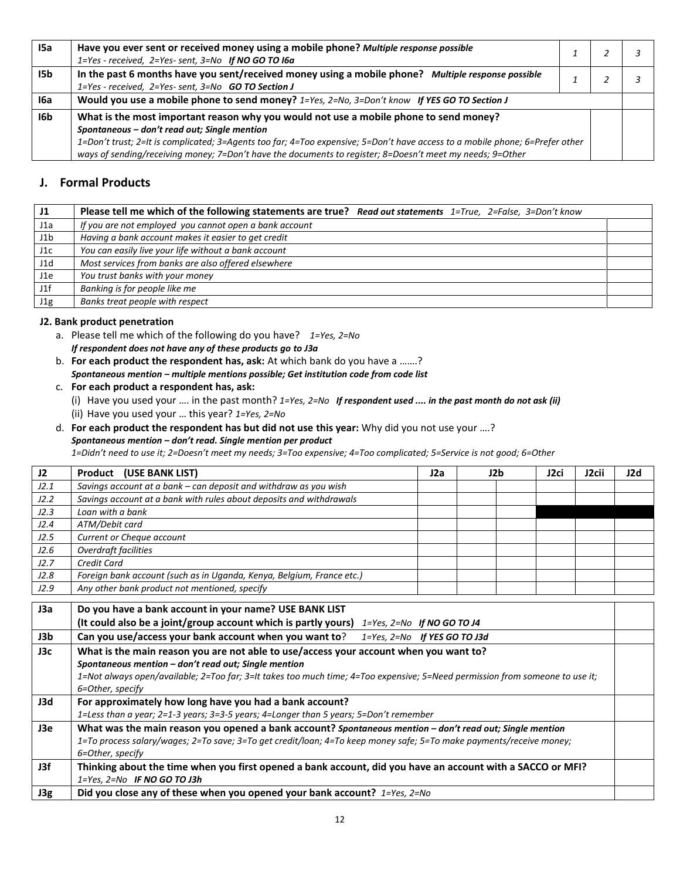| | | | | |
|---|---|---|---|---|
| I5a | **Have you ever sent or received money using a mobile phone?** ***Multiple response possible*** *1=Yes - received, 2=Yes- sent, 3=No* ***If NO GO TO I6a*** | *1* | *2* | *3* |
| I5b | **In the past 6 months have you sent/received money using a mobile phone?** ***Multiple response possible*** *1=Yes - received, 2=Yes- sent, 3=No* ***GO TO Section J*** | *1* | *2* | *3* |
| I6a | **Would you use a mobile phone to send money?** *1=Yes, 2=No, 3=Don't know* ***If YES GO TO Section J*** | | | |
| I6b | **What is the most important reason why you would not use a mobile phone to send money?** ***Spontaneous – don't read out; Single mention*** *1=Don't trust; 2=It is complicated; 3=Agents too far; 4=Too expensive; 5=Don't have access to a mobile phone; 6=Prefer other ways of sending/receiving money; 7=Don't have the documents to register; 8=Doesn't meet my needs; 9=Other* | | | |

## J. Formal Products

| J1 | **Please tell me which of the following statements are true?** ***Read out statements*** *1=True, 2=False, 3=Don't know* | |
|---|---|---|
| J1a | *If you are not employed you cannot open a bank account* | |
| J1b | *Having a bank account makes it easier to get credit* | |
| J1c | *You can easily live your life without a bank account* | |
| J1d | *Most services from banks are also offered elsewhere* | |
| J1e | *You trust banks with your money* | |
| J1f | *Banking is for people like me* | |
| J1g | *Banks treat people with respect* | |

**J2. Bank product penetration**

a. Please tell me which of the following do you have? *1=Yes, 2=No*
***If respondent does not have any of these products go to J3a***

b. **For each product the respondent has, ask:** At which bank do you have a …….?
***Spontaneous mention – multiple mentions possible; Get institution code from code list***

c. **For each product a respondent has, ask:**
(i) Have you used your …. in the past month? *1=Yes, 2=No* ***If respondent used .... in the past month do not ask (ii)***
(ii) Have you used your … this year? *1=Yes, 2=No*

d. **For each product the respondent has but did not use this year:** Why did you not use your ….?
***Spontaneous mention – don't read. Single mention per product***
*1=Didn't need to use it; 2=Doesn't meet my needs; 3=Too expensive; 4=Too complicated; 5=Service is not good; 6=Other*

| J2 | Product (USE BANK LIST) | J2a | J2b | | J2ci | J2cii | J2d |
|---|---|---|---|---|---|---|---|
| *J2.1* | *Savings account at a bank – can deposit and withdraw as you wish* | | | | | | |
| *J2.2* | *Savings account at a bank with rules about deposits and withdrawals* | | | | | | |
| *J2.3* | *Loan with a bank* | | | | | | |
| *J2.4* | *ATM/Debit card* | | | | | | |
| *J2.5* | *Current or Cheque account* | | | | | | |
| *J2.6* | *Overdraft facilities* | | | | | | |
| *J2.7* | *Credit Card* | | | | | | |
| *J2.8* | *Foreign bank account (such as in Uganda, Kenya, Belgium, France etc.)* | | | | | | |
| *J2.9* | *Any other bank product not mentioned, specify* | | | | | | |

| | | |
|---|---|---|
| J3a | **Do you have a bank account in your name? USE BANK LIST** **(It could also be a joint/group account which is partly yours)** *1=Yes, 2=No* ***If NO GO TO J4*** | |
| J3b | **Can you use/access your bank account when you want to**? *1=Yes, 2=No* ***If YES GO TO J3d*** | |
| J3c | **What is the main reason you are not able to use/access your account when you want to?** ***Spontaneous mention – don't read out; Single mention*** *1=Not always open/available; 2=Too far; 3=It takes too much time; 4=Too expensive; 5=Need permission from someone to use it; 6=Other, specify* | |
| J3d | **For approximately how long have you had a bank account?** *1=Less than a year; 2=1-3 years; 3=3-5 years; 4=Longer than 5 years; 5=Don't remember* | |
| J3e | **What was the main reason you opened a bank account?** ***Spontaneous mention – don't read out; Single mention*** *1=To process salary/wages; 2=To save; 3=To get credit/loan; 4=To keep money safe; 5=To make payments/receive money; 6=Other, specify* | |
| J3f | **Thinking about the time when you first opened a bank account, did you have an account with a SACCO or MFI?** *1=Yes, 2=No* ***IF NO GO TO J3h*** | |
| J3g | **Did you close any of these when you opened your bank account?** *1=Yes, 2=No* | |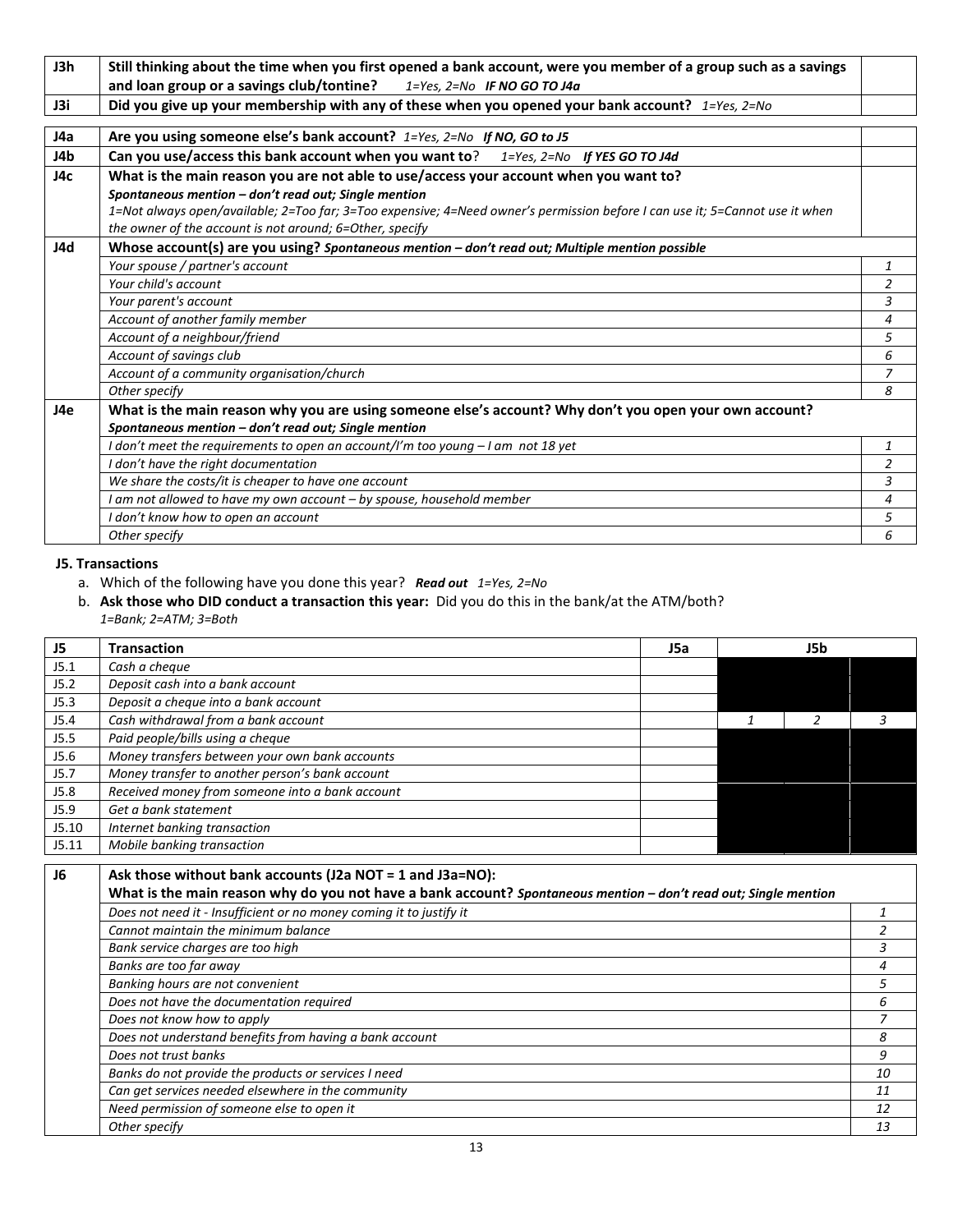| J3h | **Still thinking about the time when you first opened a bank account, were you member of a group such as a savings and loan group or a savings club/tontine?** *1=Yes, 2=No* ***IF NO GO TO J4a*** | |
|---|---|---|
| J3i | **Did you give up your membership with any of these when you opened your bank account?** *1=Yes, 2=No* | |

| J4a | **Are you using someone else's bank account?** *1=Yes, 2=No* ***If NO, GO to J5*** | |
|---|---|---|
| J4b | **Can you use/access this bank account when you want to**? *1=Yes, 2=No* ***If YES GO TO J4d*** | |
| J4c | **What is the main reason you are not able to use/access your account when you want to?** ***Spontaneous mention – don't read out; Single mention*** *1=Not always open/available; 2=Too far; 3=Too expensive; 4=Need owner's permission before I can use it; 5=Cannot use it when the owner of the account is not around; 6=Other, specify* | |
| J4d | **Whose account(s) are you using?** ***Spontaneous mention – don't read out; Multiple mention possible*** | |
| | *Your spouse / partner's account* | *1* |
| | *Your child's account* | *2* |
| | *Your parent's account* | *3* |
| | *Account of another family member* | *4* |
| | *Account of a neighbour/friend* | *5* |
| | *Account of savings club* | *6* |
| | *Account of a community organisation/church* | *7* |
| | *Other specify* | *8* |
| J4e | **What is the main reason why you are using someone else's account? Why don't you open your own account?** ***Spontaneous mention – don't read out; Single mention*** | |
| | *I don't meet the requirements to open an account/I'm too young – I am not 18 yet* | *1* |
| | *I don't have the right documentation* | *2* |
| | *We share the costs/it is cheaper to have one account* | *3* |
| | *I am not allowed to have my own account – by spouse, household member* | *4* |
| | *I don't know how to open an account* | *5* |
| | *Other specify* | *6* |

**J5. Transactions**

a. Which of the following have you done this year? ***Read out*** *1=Yes, 2=No*

b. **Ask those who DID conduct a transaction this year:** Did you do this in the bank/at the ATM/both? *1=Bank; 2=ATM; 3=Both*

| J5 | Transaction | J5a | J5b | | |
|---|---|---|---|---|---|
| J5.1 | *Cash a cheque* | | | | |
| J5.2 | *Deposit cash into a bank account* | | | | |
| J5.3 | *Deposit a cheque into a bank account* | | | | |
| J5.4 | *Cash withdrawal from a bank account* | | *1* | *2* | *3* |
| J5.5 | *Paid people/bills using a cheque* | | | | |
| J5.6 | *Money transfers between your own bank accounts* | | | | |
| J5.7 | *Money transfer to another person's bank account* | | | | |
| J5.8 | *Received money from someone into a bank account* | | | | |
| J5.9 | *Get a bank statement* | | | | |
| J5.10 | *Internet banking transaction* | | | | |
| J5.11 | *Mobile banking transaction* | | | | |

| J6 | **Ask those without bank accounts (J2a NOT = 1 and J3a=NO): What is the main reason why do you not have a bank account?** ***Spontaneous mention – don't read out; Single mention*** | |
|---|---|---|
| | *Does not need it - Insufficient or no money coming it to justify it* | *1* |
| | *Cannot maintain the minimum balance* | *2* |
| | *Bank service charges are too high* | *3* |
| | *Banks are too far away* | *4* |
| | *Banking hours are not convenient* | *5* |
| | *Does not have the documentation required* | *6* |
| | *Does not know how to apply* | *7* |
| | *Does not understand benefits from having a bank account* | *8* |
| | *Does not trust banks* | *9* |
| | *Banks do not provide the products or services I need* | *10* |
| | *Can get services needed elsewhere in the community* | *11* |
| | *Need permission of someone else to open it* | *12* |
| | *Other specify* | *13* |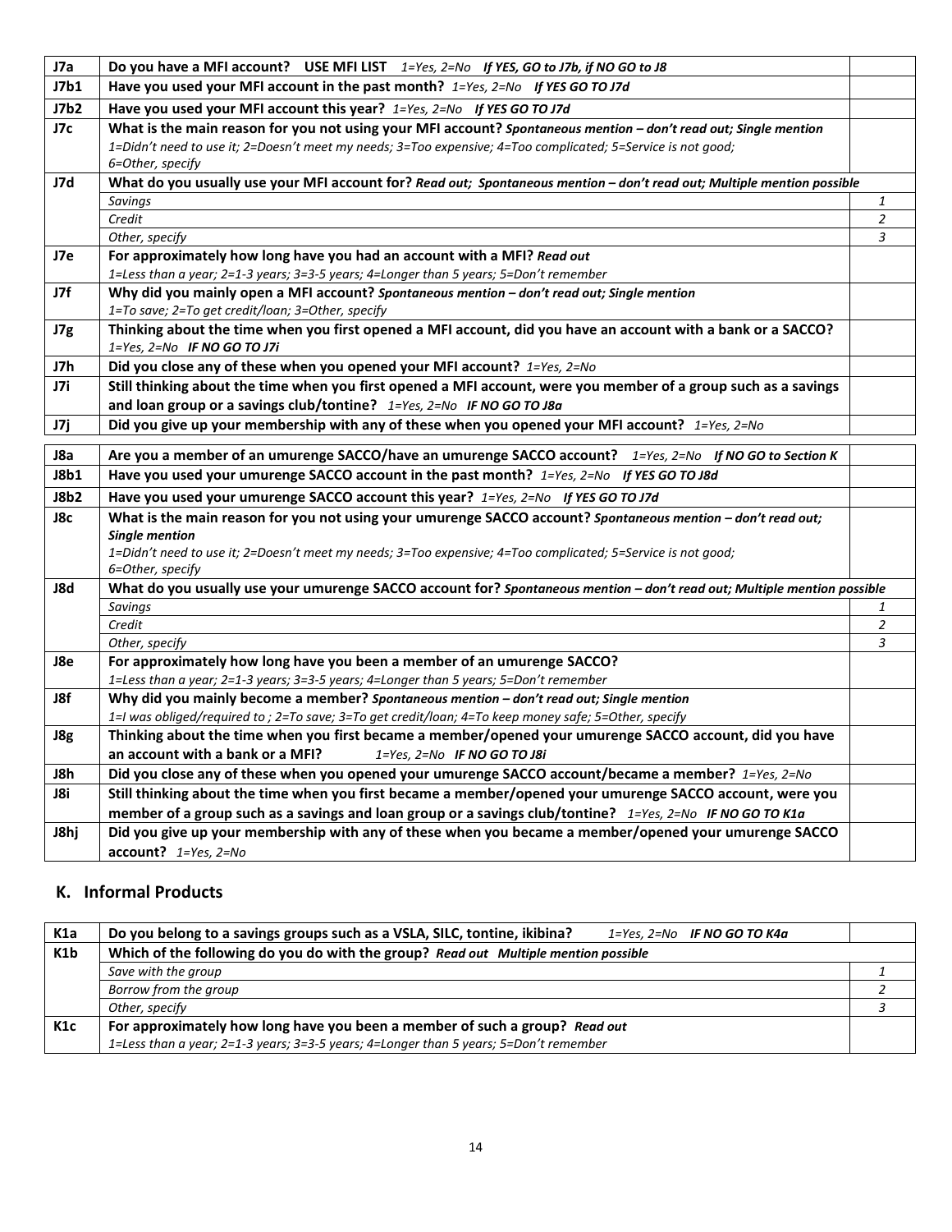| | | |
|---|---|---|
| **J7a** | **Do you have a MFI account? USE MFI LIST** *1=Yes, 2=No* ***If YES, GO to J7b, if NO GO to J8*** | |
| **J7b1** | **Have you used your MFI account in the past month?** *1=Yes, 2=No* ***If YES GO TO J7d*** | |
| **J7b2** | **Have you used your MFI account this year?** *1=Yes, 2=No* ***If YES GO TO J7d*** | |
| **J7c** | **What is the main reason for you not using your MFI account?** ***Spontaneous mention – don't read out; Single mention***<br>*1=Didn't need to use it; 2=Doesn't meet my needs; 3=Too expensive; 4=Too complicated; 5=Service is not good; 6=Other, specify* | |
| **J7d** | **What do you usually use your MFI account for?** ***Read out; Spontaneous mention – don't read out; Multiple mention possible*** | |
| | *Savings* | *1* |
| | *Credit* | *2* |
| | *Other, specify* | *3* |
| **J7e** | **For approximately how long have you had an account with a MFI?** ***Read out***<br>*1=Less than a year; 2=1-3 years; 3=3-5 years; 4=Longer than 5 years; 5=Don't remember* | |
| **J7f** | **Why did you mainly open a MFI account?** ***Spontaneous mention – don't read out; Single mention***<br>*1=To save; 2=To get credit/loan; 3=Other, specify* | |
| **J7g** | **Thinking about the time when you first opened a MFI account, did you have an account with a bank or a SACCO?**<br>*1=Yes, 2=No* ***IF NO GO TO J7i*** | |
| **J7h** | **Did you close any of these when you opened your MFI account?** *1=Yes, 2=No* | |
| **J7i** | **Still thinking about the time when you first opened a MFI account, were you member of a group such as a savings and loan group or a savings club/tontine?** *1=Yes, 2=No* ***IF NO GO TO J8a*** | |
| **J7j** | **Did you give up your membership with any of these when you opened your MFI account?** *1=Yes, 2=No* | |

| | | |
|---|---|---|
| **J8a** | **Are you a member of an umurenge SACCO/have an umurenge SACCO account?** *1=Yes, 2=No* ***If NO GO to Section K*** | |
| **J8b1** | **Have you used your umurenge SACCO account in the past month?** *1=Yes, 2=No* ***If YES GO TO J8d*** | |
| **J8b2** | **Have you used your umurenge SACCO account this year?** *1=Yes, 2=No* ***If YES GO TO J7d*** | |
| **J8c** | **What is the main reason for you not using your umurenge SACCO account?** ***Spontaneous mention – don't read out; Single mention***<br>*1=Didn't need to use it; 2=Doesn't meet my needs; 3=Too expensive; 4=Too complicated; 5=Service is not good; 6=Other, specify* | |
| **J8d** | **What do you usually use your umurenge SACCO account for?** ***Spontaneous mention – don't read out; Multiple mention possible*** | |
| | *Savings* | *1* |
| | *Credit* | *2* |
| | *Other, specify* | *3* |
| **J8e** | **For approximately how long have you been a member of an umurenge SACCO?**<br>*1=Less than a year; 2=1-3 years; 3=3-5 years; 4=Longer than 5 years; 5=Don't remember* | |
| **J8f** | **Why did you mainly become a member?** ***Spontaneous mention – don't read out; Single mention***<br>*1=I was obliged/required to ; 2=To save; 3=To get credit/loan; 4=To keep money safe; 5=Other, specify* | |
| **J8g** | **Thinking about the time when you first became a member/opened your umurenge SACCO account, did you have an account with a bank or a MFI?** *1=Yes, 2=No* ***IF NO GO TO J8i*** | |
| **J8h** | **Did you close any of these when you opened your umurenge SACCO account/became a member?** *1=Yes, 2=No* | |
| **J8i** | **Still thinking about the time when you first became a member/opened your umurenge SACCO account, were you member of a group such as a savings and loan group or a savings club/tontine?** *1=Yes, 2=No* ***IF NO GO TO K1a*** | |
| **J8hj** | **Did you give up your membership with any of these when you became a member/opened your umurenge SACCO account?** *1=Yes, 2=No* | |

## K. Informal Products

| | | |
|---|---|---|
| **K1a** | **Do you belong to a savings groups such as a VSLA, SILC, tontine, ikibina?** *1=Yes, 2=No* ***IF NO GO TO K4a*** | |
| **K1b** | **Which of the following do you do with the group?** ***Read out Multiple mention possible*** | |
| | *Save with the group* | *1* |
| | *Borrow from the group* | *2* |
| | *Other, specify* | *3* |
| **K1c** | **For approximately how long have you been a member of such a group?** ***Read out***<br>*1=Less than a year; 2=1-3 years; 3=3-5 years; 4=Longer than 5 years; 5=Don't remember* | |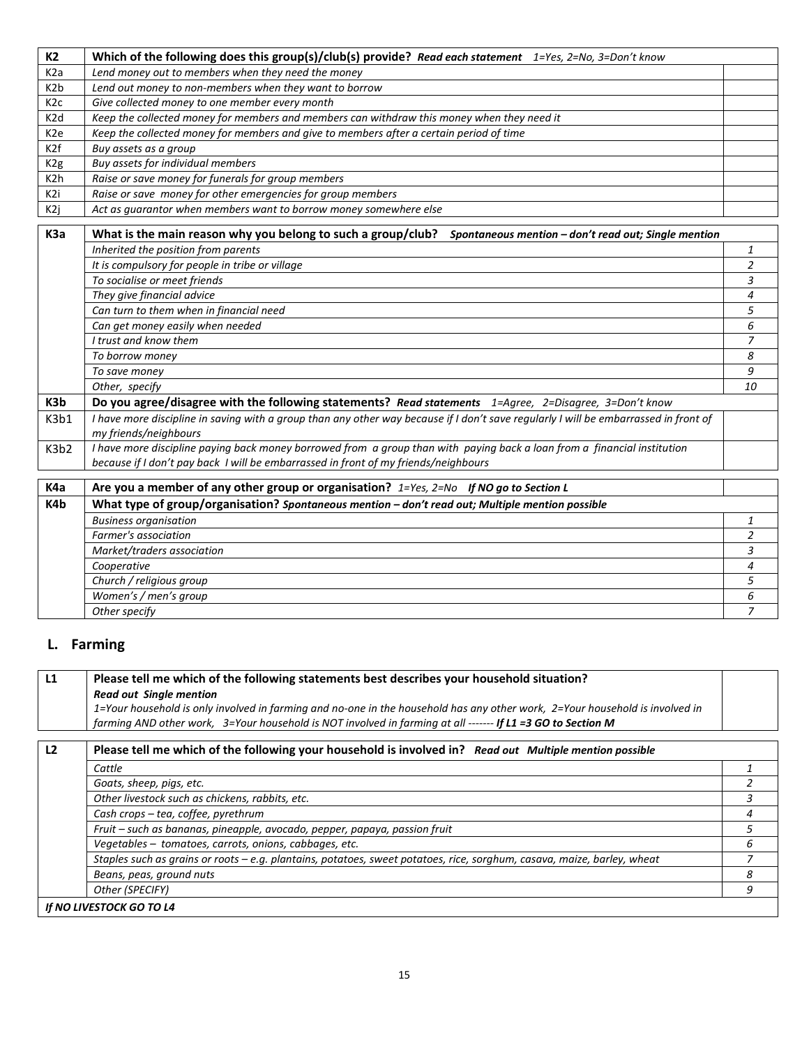| K2 | **Which of the following does this group(s)/club(s) provide?** ***Read each statement*** *1=Yes, 2=No, 3=Don't know* | |
|---|---|---|
| K2a | *Lend money out to members when they need the money* | |
| K2b | *Lend out money to non-members when they want to borrow* | |
| K2c | *Give collected money to one member every month* | |
| K2d | *Keep the collected money for members and members can withdraw this money when they need it* | |
| K2e | *Keep the collected money for members and give to members after a certain period of time* | |
| K2f | *Buy assets as a group* | |
| K2g | *Buy assets for individual members* | |
| K2h | *Raise or save money for funerals for group members* | |
| K2i | *Raise or save money for other emergencies for group members* | |
| K2j | *Act as guarantor when members want to borrow money somewhere else* | |

| K3a | **What is the main reason why you belong to such a group/club?** ***Spontaneous mention – don't read out; Single mention*** | |
|---|---|---|
| | *Inherited the position from parents* | *1* |
| | *It is compulsory for people in tribe or village* | *2* |
| | *To socialise or meet friends* | *3* |
| | *They give financial advice* | *4* |
| | *Can turn to them when in financial need* | *5* |
| | *Can get money easily when needed* | *6* |
| | *I trust and know them* | *7* |
| | *To borrow money* | *8* |
| | *To save money* | *9* |
| | *Other, specify* | *10* |
| **K3b** | **Do you agree/disagree with the following statements?** ***Read statements*** *1=Agree, 2=Disagree, 3=Don't know* | |
| K3b1 | *I have more discipline in saving with a group than any other way because if I don't save regularly I will be embarrassed in front of my friends/neighbours* | |
| K3b2 | *I have more discipline paying back money borrowed from a group than with paying back a loan from a financial institution because if I don't pay back I will be embarrassed in front of my friends/neighbours* | |

| K4a | **Are you a member of any other group or organisation?** *1=Yes, 2=No* ***If NO go to Section L*** | |
|---|---|---|
| **K4b** | **What type of group/organisation?** ***Spontaneous mention – don't read out; Multiple mention possible*** | |
| | *Business organisation* | *1* |
| | *Farmer's association* | *2* |
| | *Market/traders association* | *3* |
| | *Cooperative* | *4* |
| | *Church / religious group* | *5* |
| | *Women's / men's group* | *6* |
| | *Other specify* | *7* |

## L. Farming

| L1 | **Please tell me which of the following statements best describes your household situation?** ***Read out Single mention*** *1=Your household is only involved in farming and no-one in the household has any other work, 2=Your household is involved in farming AND other work, 3=Your household is NOT involved in farming at all -------* ***If L1 =3 GO to Section M*** | |
|---|---|---|

| L2 | **Please tell me which of the following your household is involved in?** ***Read out Multiple mention possible*** | |
|---|---|---|
| | *Cattle* | *1* |
| | *Goats, sheep, pigs, etc.* | *2* |
| | *Other livestock such as chickens, rabbits, etc.* | *3* |
| | *Cash crops – tea, coffee, pyrethrum* | *4* |
| | *Fruit – such as bananas, pineapple, avocado, pepper, papaya, passion fruit* | *5* |
| | *Vegetables – tomatoes, carrots, onions, cabbages, etc.* | *6* |
| | *Staples such as grains or roots – e.g. plantains, potatoes, sweet potatoes, rice, sorghum, casava, maize, barley, wheat* | *7* |
| | *Beans, peas, ground nuts* | *8* |
| | *Other (SPECIFY)* | *9* |
| ***If NO LIVESTOCK GO TO L4*** | | |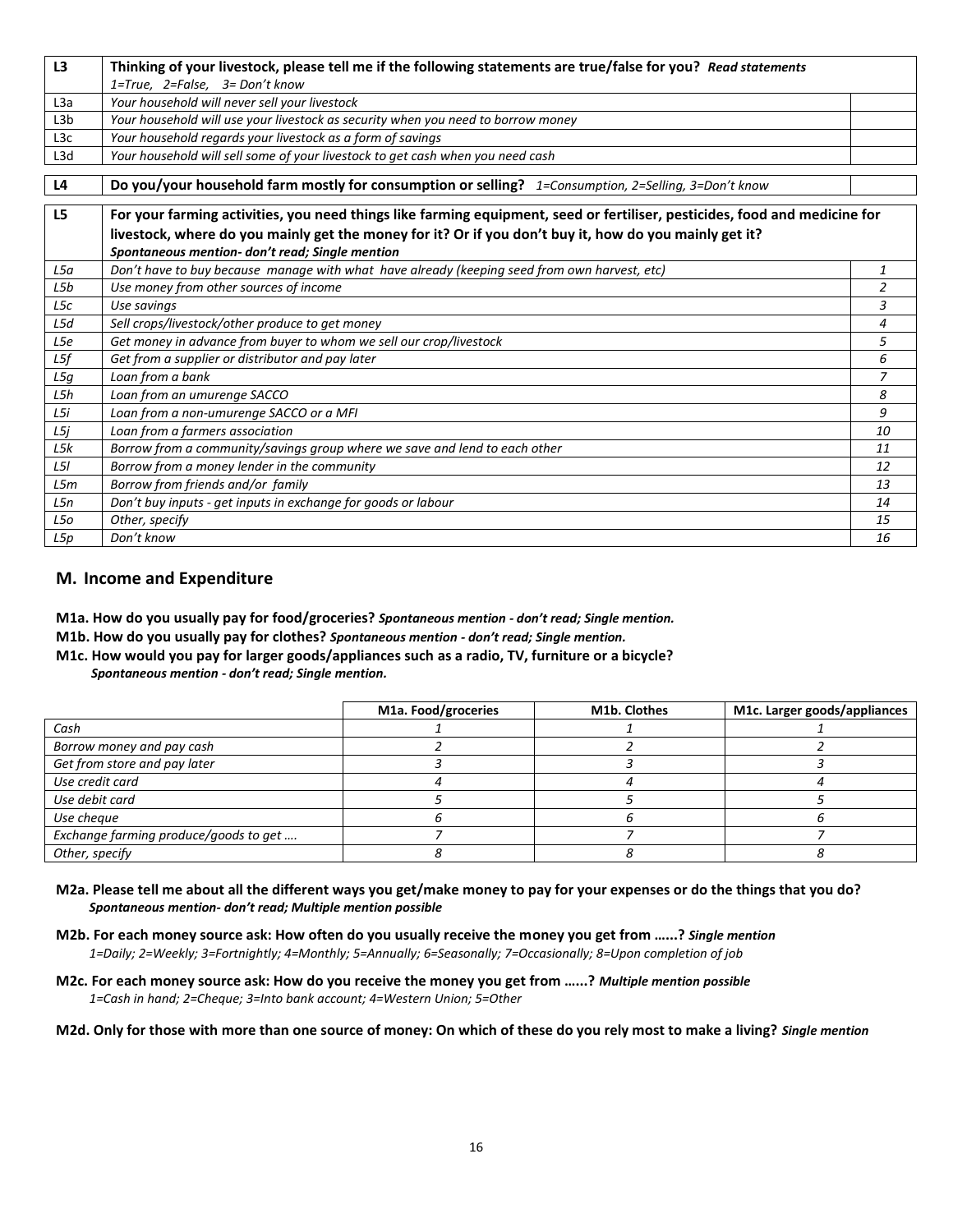| L3 | **Thinking of your livestock, please tell me if the following statements are true/false for you?** ***Read statements*** *1=True, 2=False, 3= Don't know* | |
|---|---|---|
| L3a | *Your household will never sell your livestock* | |
| L3b | *Your household will use your livestock as security when you need to borrow money* | |
| L3c | *Your household regards your livestock as a form of savings* | |
| L3d | *Your household will sell some of your livestock to get cash when you need cash* | |

| L4 | **Do you/your household farm mostly for consumption or selling?** *1=Consumption, 2=Selling, 3=Don't know* | |
|---|---|---|

| L5 | **For your farming activities, you need things like farming equipment, seed or fertiliser, pesticides, food and medicine for livestock, where do you mainly get the money for it? Or if you don't buy it, how do you mainly get it?** ***Spontaneous mention- don't read; Single mention*** | |
|---|---|---|
| *L5a* | *Don't have to buy because manage with what have already (keeping seed from own harvest, etc)* | *1* |
| *L5b* | *Use money from other sources of income* | *2* |
| *L5c* | *Use savings* | *3* |
| *L5d* | *Sell crops/livestock/other produce to get money* | *4* |
| *L5e* | *Get money in advance from buyer to whom we sell our crop/livestock* | *5* |
| *L5f* | *Get from a supplier or distributor and pay later* | *6* |
| *L5g* | *Loan from a bank* | *7* |
| *L5h* | *Loan from an umurenge SACCO* | *8* |
| *L5i* | *Loan from a non-umurenge SACCO or a MFI* | *9* |
| *L5j* | *Loan from a farmers association* | *10* |
| *L5k* | *Borrow from a community/savings group where we save and lend to each other* | *11* |
| *L5l* | *Borrow from a money lender in the community* | *12* |
| *L5m* | *Borrow from friends and/or family* | *13* |
| *L5n* | *Don't buy inputs - get inputs in exchange for goods or labour* | *14* |
| *L5o* | *Other, specify* | *15* |
| *L5p* | *Don't know* | *16* |

## M. Income and Expenditure

**M1a. How do you usually pay for food/groceries?** ***Spontaneous mention - don't read; Single mention.***

**M1b. How do you usually pay for clothes?** ***Spontaneous mention - don't read; Single mention.***

**M1c. How would you pay for larger goods/appliances such as a radio, TV, furniture or a bicycle?**
***Spontaneous mention - don't read; Single mention.***

| | M1a. Food/groceries | M1b. Clothes | M1c. Larger goods/appliances |
|---|---|---|---|
| *Cash* | *1* | *1* | *1* |
| *Borrow money and pay cash* | *2* | *2* | *2* |
| *Get from store and pay later* | *3* | *3* | *3* |
| *Use credit card* | *4* | *4* | *4* |
| *Use debit card* | *5* | *5* | *5* |
| *Use cheque* | *6* | *6* | *6* |
| *Exchange farming produce/goods to get ….* | *7* | *7* | *7* |
| *Other, specify* | *8* | *8* | *8* |

**M2a. Please tell me about all the different ways you get/make money to pay for your expenses or do the things that you do?**
***Spontaneous mention- don't read; Multiple mention possible***

**M2b. For each money source ask: How often do you usually receive the money you get from …...?** ***Single mention***
*1=Daily; 2=Weekly; 3=Fortnightly; 4=Monthly; 5=Annually; 6=Seasonally; 7=Occasionally; 8=Upon completion of job*

**M2c. For each money source ask: How do you receive the money you get from …...?** ***Multiple mention possible***
*1=Cash in hand; 2=Cheque; 3=Into bank account; 4=Western Union; 5=Other*

**M2d. Only for those with more than one source of money: On which of these do you rely most to make a living?** ***Single mention***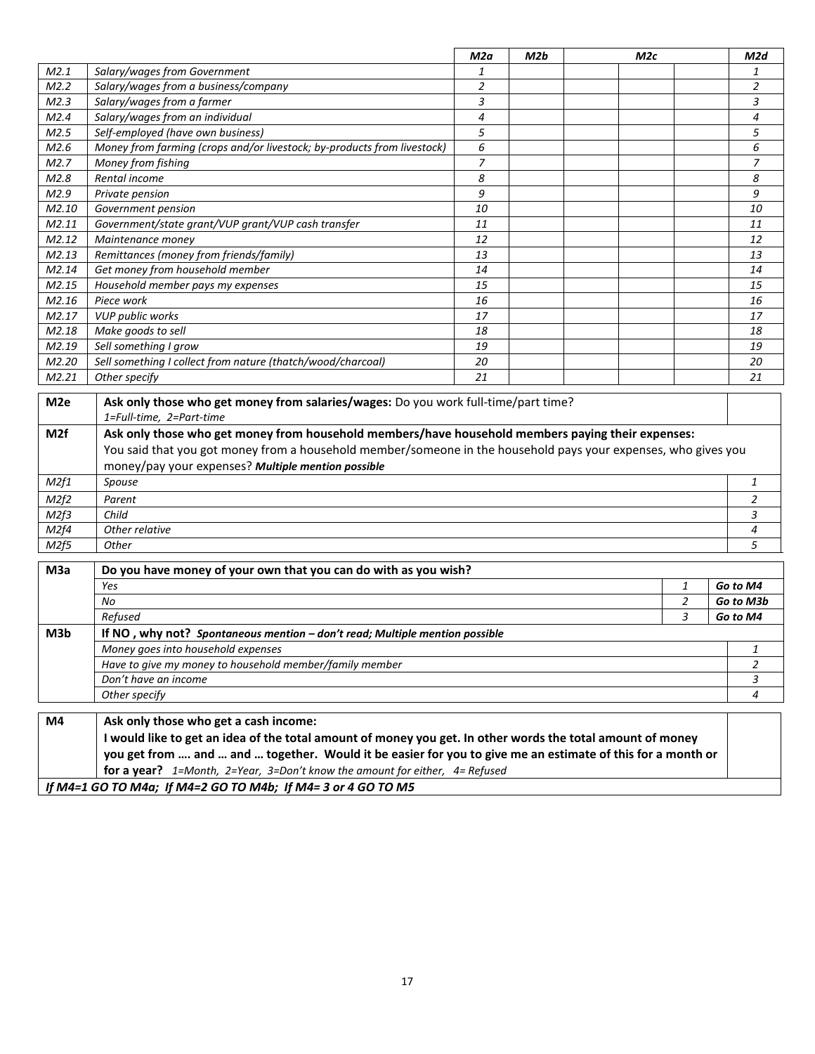| | | M2a | M2b | M2c | | | M2d |
|---|---|---|---|---|---|---|---|
| *M2.1* | *Salary/wages from Government* | *1* | | | | | *1* |
| *M2.2* | *Salary/wages from a business/company* | *2* | | | | | *2* |
| *M2.3* | *Salary/wages from a farmer* | *3* | | | | | *3* |
| *M2.4* | *Salary/wages from an individual* | *4* | | | | | *4* |
| *M2.5* | *Self-employed (have own business)* | *5* | | | | | *5* |
| *M2.6* | *Money from farming (crops and/or livestock; by-products from livestock)* | *6* | | | | | *6* |
| *M2.7* | *Money from fishing* | *7* | | | | | *7* |
| *M2.8* | *Rental income* | *8* | | | | | *8* |
| *M2.9* | *Private pension* | *9* | | | | | *9* |
| *M2.10* | *Government pension* | *10* | | | | | *10* |
| *M2.11* | *Government/state grant/VUP grant/VUP cash transfer* | *11* | | | | | *11* |
| *M2.12* | *Maintenance money* | *12* | | | | | *12* |
| *M2.13* | *Remittances (money from friends/family)* | *13* | | | | | *13* |
| *M2.14* | *Get money from household member* | *14* | | | | | *14* |
| *M2.15* | *Household member pays my expenses* | *15* | | | | | *15* |
| *M2.16* | *Piece work* | *16* | | | | | *16* |
| *M2.17* | *VUP public works* | *17* | | | | | *17* |
| *M2.18* | *Make goods to sell* | *18* | | | | | *18* |
| *M2.19* | *Sell something I grow* | *19* | | | | | *19* |
| *M2.20* | *Sell something I collect from nature (thatch/wood/charcoal)* | *20* | | | | | *20* |
| *M2.21* | *Other specify* | *21* | | | | | *21* |

| **M2e** | **Ask only those who get money from salaries/wages:** Do you work full-time/part time?<br>*1=Full-time, 2=Part-time* | |
|---|---|---|
| **M2f** | **Ask only those who get money from household members/have household members paying their expenses:**<br>You said that you got money from a household member/someone in the household pays your expenses, who gives you money/pay your expenses? ***Multiple mention possible*** | |
| *M2f1* | *Spouse* | *1* |
| *M2f2* | *Parent* | *2* |
| *M2f3* | *Child* | *3* |
| *M2f4* | *Other relative* | *4* |
| *M2f5* | *Other* | *5* |

| **M3a** | **Do you have money of your own that you can do with as you wish?** | | |
|---|---|---|---|
| | *Yes* | *1* | ***Go to M4*** |
| | *No* | *2* | ***Go to M3b*** |
| | *Refused* | *3* | ***Go to M4*** |
| **M3b** | **If NO , why not?** ***Spontaneous mention – don't read; Multiple mention possible*** | | |
| | *Money goes into household expenses* | | *1* |
| | *Have to give my money to household member/family member* | | *2* |
| | *Don't have an income* | | *3* |
| | *Other specify* | | *4* |

| **M4** | **Ask only those who get a cash income:**<br>**I would like to get an idea of the total amount of money you get. In other words the total amount of money you get from …. and … and … together. Would it be easier for you to give me an estimate of this for a month or for a year?** *1=Month, 2=Year, 3=Don't know the amount for either, 4= Refused* | |
|---|---|---|
| ***If M4=1 GO TO M4a; If M4=2 GO TO M4b; If M4= 3 or 4 GO TO M5*** | | |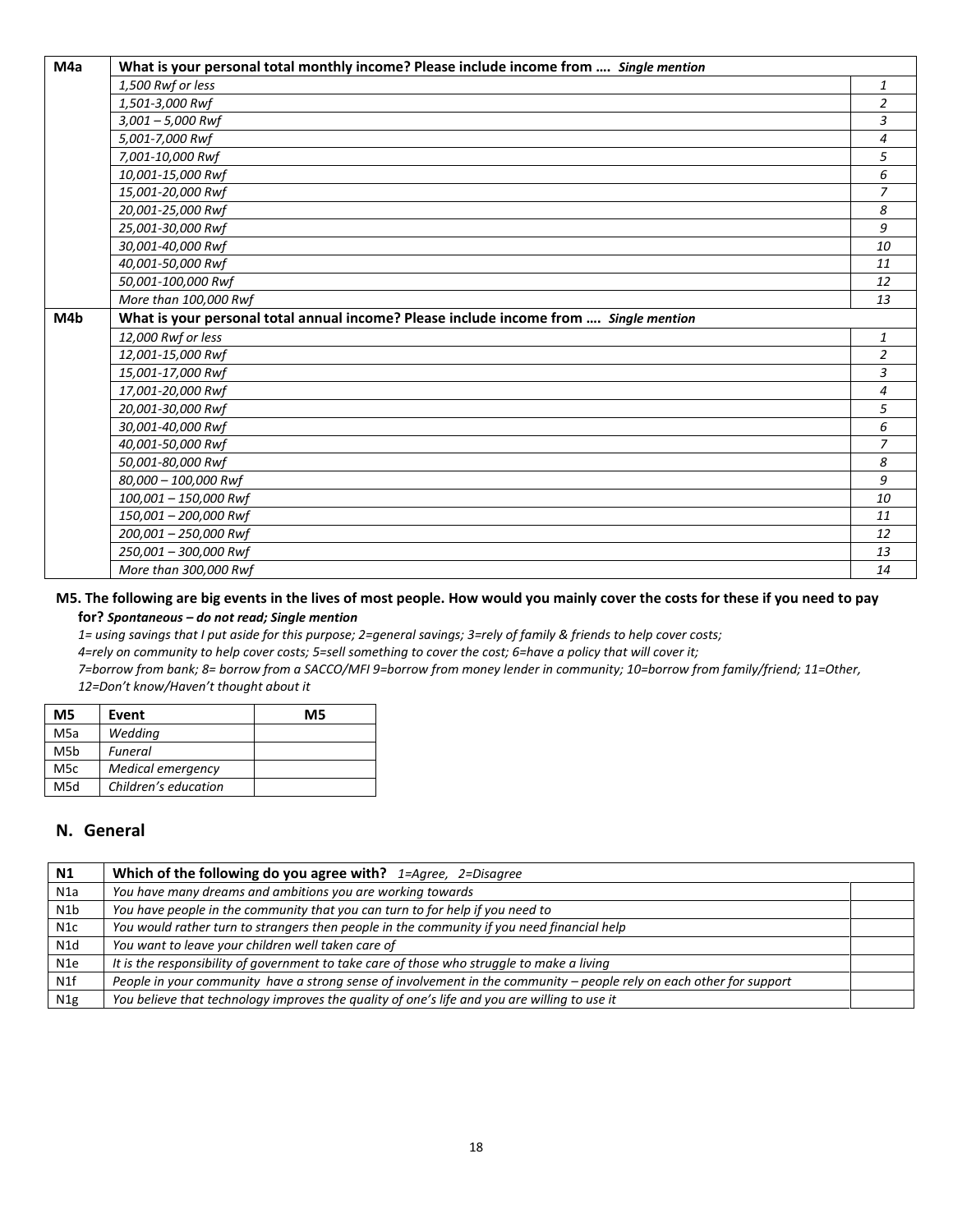| M4a | What is your personal total monthly income? Please include income from …. *Single mention* | |
|---|---|---|
| | *1,500 Rwf or less* | *1* |
| | *1,501-3,000 Rwf* | *2* |
| | *3,001 – 5,000 Rwf* | *3* |
| | *5,001-7,000 Rwf* | *4* |
| | *7,001-10,000 Rwf* | *5* |
| | *10,001-15,000 Rwf* | *6* |
| | *15,001-20,000 Rwf* | *7* |
| | *20,001-25,000 Rwf* | *8* |
| | *25,001-30,000 Rwf* | *9* |
| | *30,001-40,000 Rwf* | *10* |
| | *40,001-50,000 Rwf* | *11* |
| | *50,001-100,000 Rwf* | *12* |
| | *More than 100,000 Rwf* | *13* |
| **M4b** | **What is your personal total annual income? Please include income from ….** ***Single mention*** | |
| | *12,000 Rwf or less* | *1* |
| | *12,001-15,000 Rwf* | *2* |
| | *15,001-17,000 Rwf* | *3* |
| | *17,001-20,000 Rwf* | *4* |
| | *20,001-30,000 Rwf* | *5* |
| | *30,001-40,000 Rwf* | *6* |
| | *40,001-50,000 Rwf* | *7* |
| | *50,001-80,000 Rwf* | *8* |
| | *80,000 – 100,000 Rwf* | *9* |
| | *100,001 – 150,000 Rwf* | *10* |
| | *150,001 – 200,000 Rwf* | *11* |
| | *200,001 – 250,000 Rwf* | *12* |
| | *250,001 – 300,000 Rwf* | *13* |
| | *More than 300,000 Rwf* | *14* |

**M5. The following are big events in the lives of most people. How would you mainly cover the costs for these if you need to pay for?** ***Spontaneous – do not read; Single mention***

*1= using savings that I put aside for this purpose; 2=general savings; 3=rely of family & friends to help cover costs;*
*4=rely on community to help cover costs; 5=sell something to cover the cost; 6=have a policy that will cover it;*
*7=borrow from bank; 8= borrow from a SACCO/MFI 9=borrow from money lender in community; 10=borrow from family/friend; 11=Other, 12=Don't know/Haven't thought about it*

| M5 | Event | M5 |
|---|---|---|
| M5a | *Wedding* | |
| M5b | *Funeral* | |
| M5c | *Medical emergency* | |
| M5d | *Children's education* | |

## N. General

| N1 | Which of the following do you agree with? *1=Agree, 2=Disagree* | |
|---|---|---|
| N1a | *You have many dreams and ambitions you are working towards* | |
| N1b | *You have people in the community that you can turn to for help if you need to* | |
| N1c | *You would rather turn to strangers then people in the community if you need financial help* | |
| N1d | *You want to leave your children well taken care of* | |
| N1e | *It is the responsibility of government to take care of those who struggle to make a living* | |
| N1f | *People in your community have a strong sense of involvement in the community – people rely on each other for support* | |
| N1g | *You believe that technology improves the quality of one's life and you are willing to use it* | |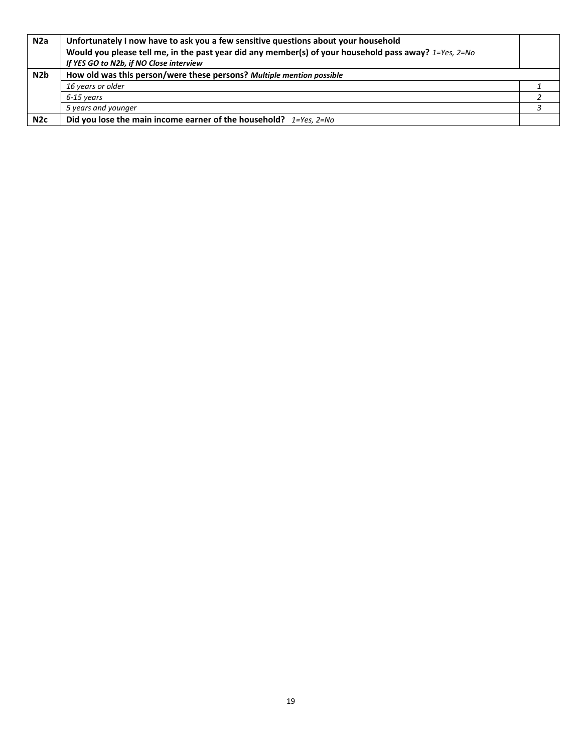| | | |
|---|---|---|
| **N2a** | **Unfortunately I now have to ask you a few sensitive questions about your household**<br>**Would you please tell me, in the past year did any member(s) of your household pass away?** *1=Yes, 2=No*<br>***If YES GO to N2b, if NO Close interview*** | |
| **N2b** | **How old was this person/were these persons?** ***Multiple mention possible*** | |
| | *16 years or older* | *1* |
| | *6-15 years* | *2* |
| | *5 years and younger* | *3* |
| **N2c** | **Did you lose the main income earner of the household?** *1=Yes, 2=No* | |